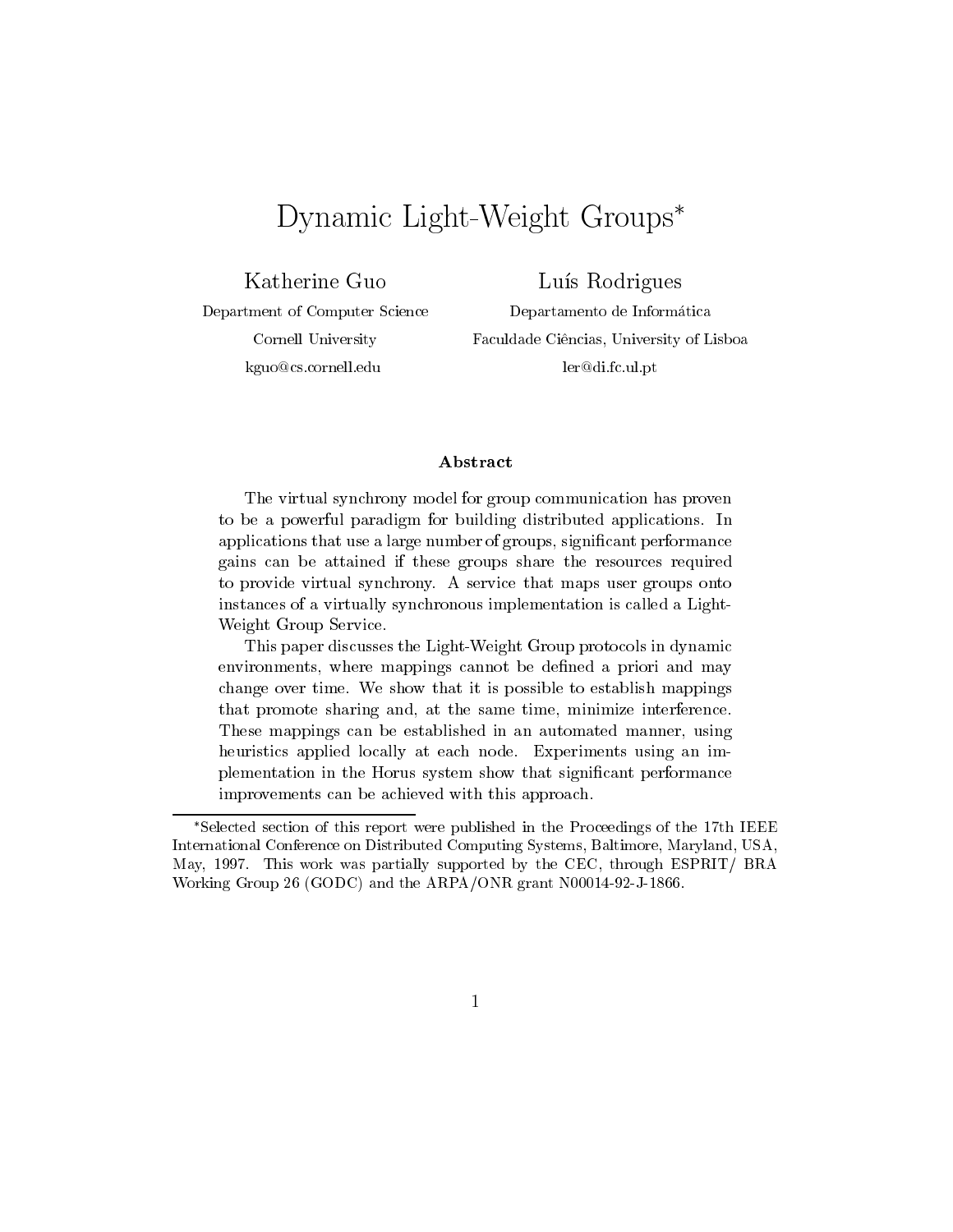# Dynamic Light-Weight Groups*

Katherine Guo
Department of Computer Science
Cornell University
kguo@cs.cornell.edu

Luís Rodrigues
Departamento de Informática
Faculdade Ciências, University of Lisboa
ler@di.fc.ul.pt

### Abstract

The virtual synchrony model for group communication has proven to be a powerful paradigm for building distributed applications. In applications that use a large number of groups, significant performance gains can be attained if these groups share the resources required to provide virtual synchrony. A service that maps user groups onto instances of a virtually synchronous implementation is called a Light-Weight Group Service.

This paper discusses the Light-Weight Group protocols in dynamic environments, where mappings cannot be defined a priori and may change over time. We show that it is possible to establish mappings that promote sharing and, at the same time, minimize interference. These mappings can be established in an automated manner, using heuristics applied locally at each node. Experiments using an implementation in the Horus system show that significant performance improvements can be achieved with this approach.

---

*Selected section of this report were published in the Proceedings of the 17th IEEE International Conference on Distributed Computing Systems, Baltimore, Maryland, USA, May, 1997. This work was partially supported by the CEC, through ESPRIT/ BRA Working Group 26 (GODC) and the ARPA/ONR grant N00014-92-J-1866.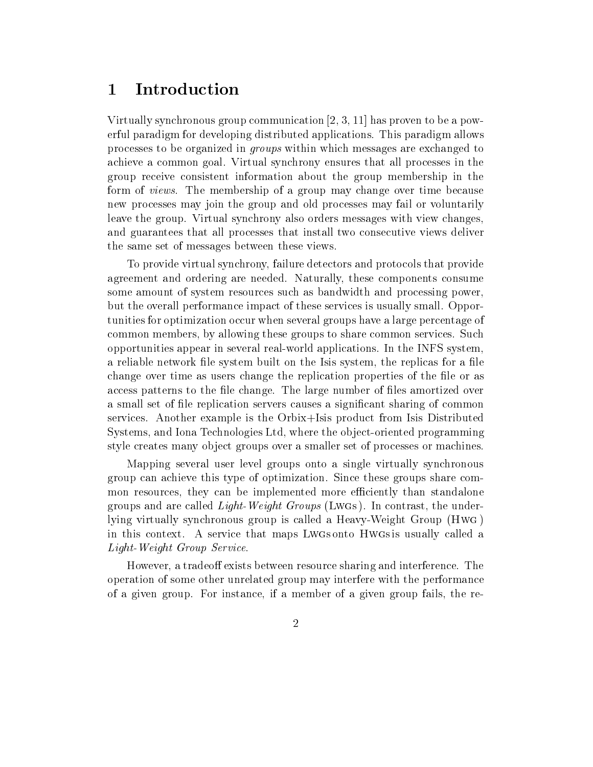# 1 Introduction

Virtually synchronous group communication [2, 3, 11] has proven to be a powerful paradigm for developing distributed applications. This paradigm allows processes to be organized in *groups* within which messages are exchanged to achieve a common goal. Virtual synchrony ensures that all processes in the group receive consistent information about the group membership in the form of *views*. The membership of a group may change over time because new processes may join the group and old processes may fail or voluntarily leave the group. Virtual synchrony also orders messages with view changes, and guarantees that all processes that install two consecutive views deliver the same set of messages between these views.

To provide virtual synchrony, failure detectors and protocols that provide agreement and ordering are needed. Naturally, these components consume some amount of system resources such as bandwidth and processing power, but the overall performance impact of these services is usually small. Opportunities for optimization occur when several groups have a large percentage of common members, by allowing these groups to share common services. Such opportunities appear in several real-world applications. In the INFS system, a reliable network file system built on the Isis system, the replicas for a file change over time as users change the replication properties of the file or as access patterns to the file change. The large number of files amortized over a small set of file replication servers causes a significant sharing of common services. Another example is the Orbix+Isis product from Isis Distributed Systems, and Iona Technologies Ltd, where the object-oriented programming style creates many object groups over a smaller set of processes or machines.

Mapping several user level groups onto a single virtually synchronous group can achieve this type of optimization. Since these groups share common resources, they can be implemented more efficiently than standalone groups and are called *Light-Weight Groups* (LWGs). In contrast, the underlying virtually synchronous group is called a Heavy-Weight Group (HWG) in this context. A service that maps LWGs onto HWGs is usually called a *Light-Weight Group Service*.

However, a tradeoff exists between resource sharing and interference. The operation of some other unrelated group may interfere with the performance of a given group. For instance, if a member of a given group fails, the re-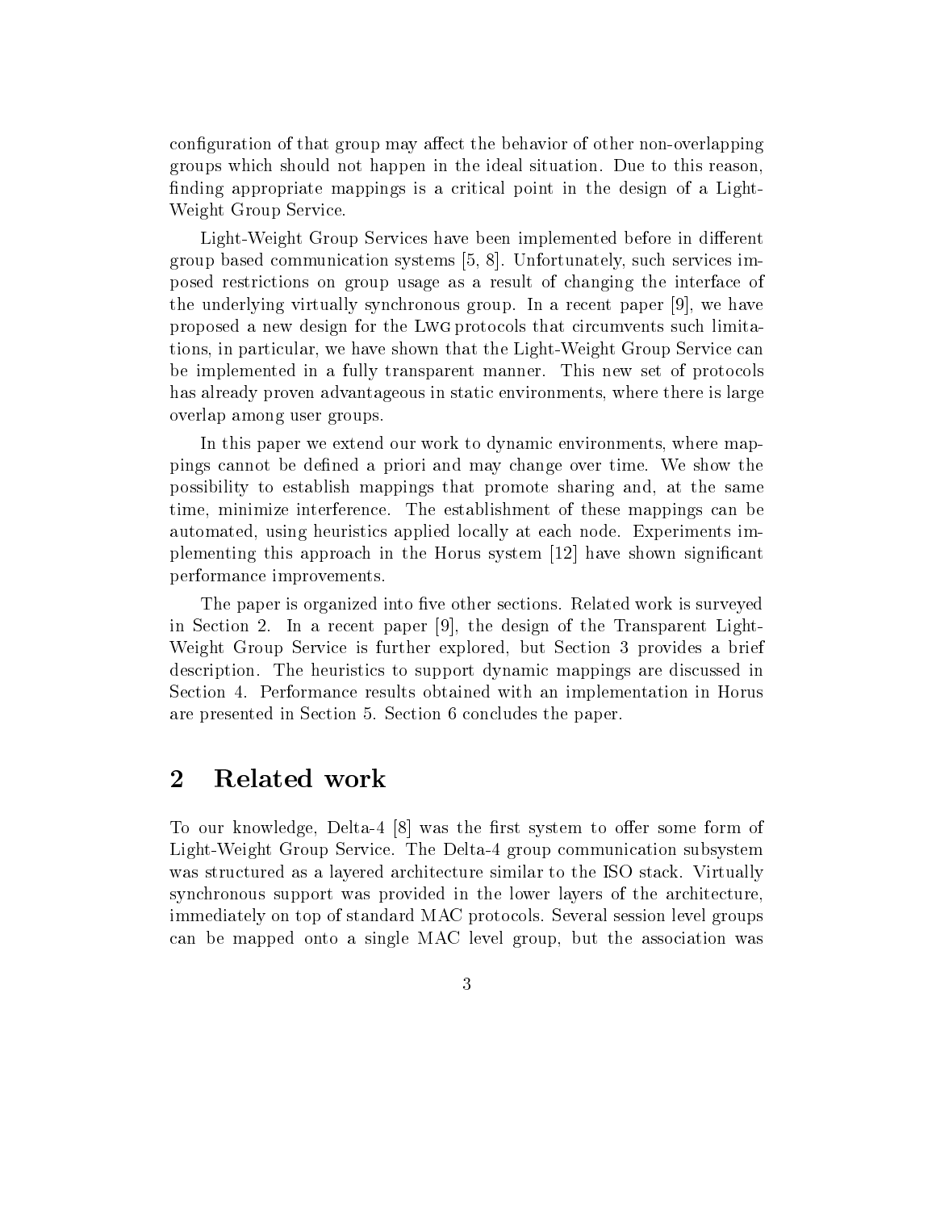configuration of that group may affect the behavior of other non-overlapping groups which should not happen in the ideal situation. Due to this reason, finding appropriate mappings is a critical point in the design of a Light-Weight Group Service.

Light-Weight Group Services have been implemented before in different group based communication systems [5, 8]. Unfortunately, such services imposed restrictions on group usage as a result of changing the interface of the underlying virtually synchronous group. In a recent paper [9], we have proposed a new design for the LWG protocols that circumvents such limitations, in particular, we have shown that the Light-Weight Group Service can be implemented in a fully transparent manner. This new set of protocols has already proven advantageous in static environments, where there is large overlap among user groups.

In this paper we extend our work to dynamic environments, where mappings cannot be defined a priori and may change over time. We show the possibility to establish mappings that promote sharing and, at the same time, minimize interference. The establishment of these mappings can be automated, using heuristics applied locally at each node. Experiments implementing this approach in the Horus system [12] have shown significant performance improvements.

The paper is organized into five other sections. Related work is surveyed in Section 2. In a recent paper [9], the design of the Transparent Light-Weight Group Service is further explored, but Section 3 provides a brief description. The heuristics to support dynamic mappings are discussed in Section 4. Performance results obtained with an implementation in Horus are presented in Section 5. Section 6 concludes the paper.

## 2 Related work

To our knowledge, Delta-4 [8] was the first system to offer some form of Light-Weight Group Service. The Delta-4 group communication subsystem was structured as a layered architecture similar to the ISO stack. Virtually synchronous support was provided in the lower layers of the architecture, immediately on top of standard MAC protocols. Several session level groups can be mapped onto a single MAC level group, but the association was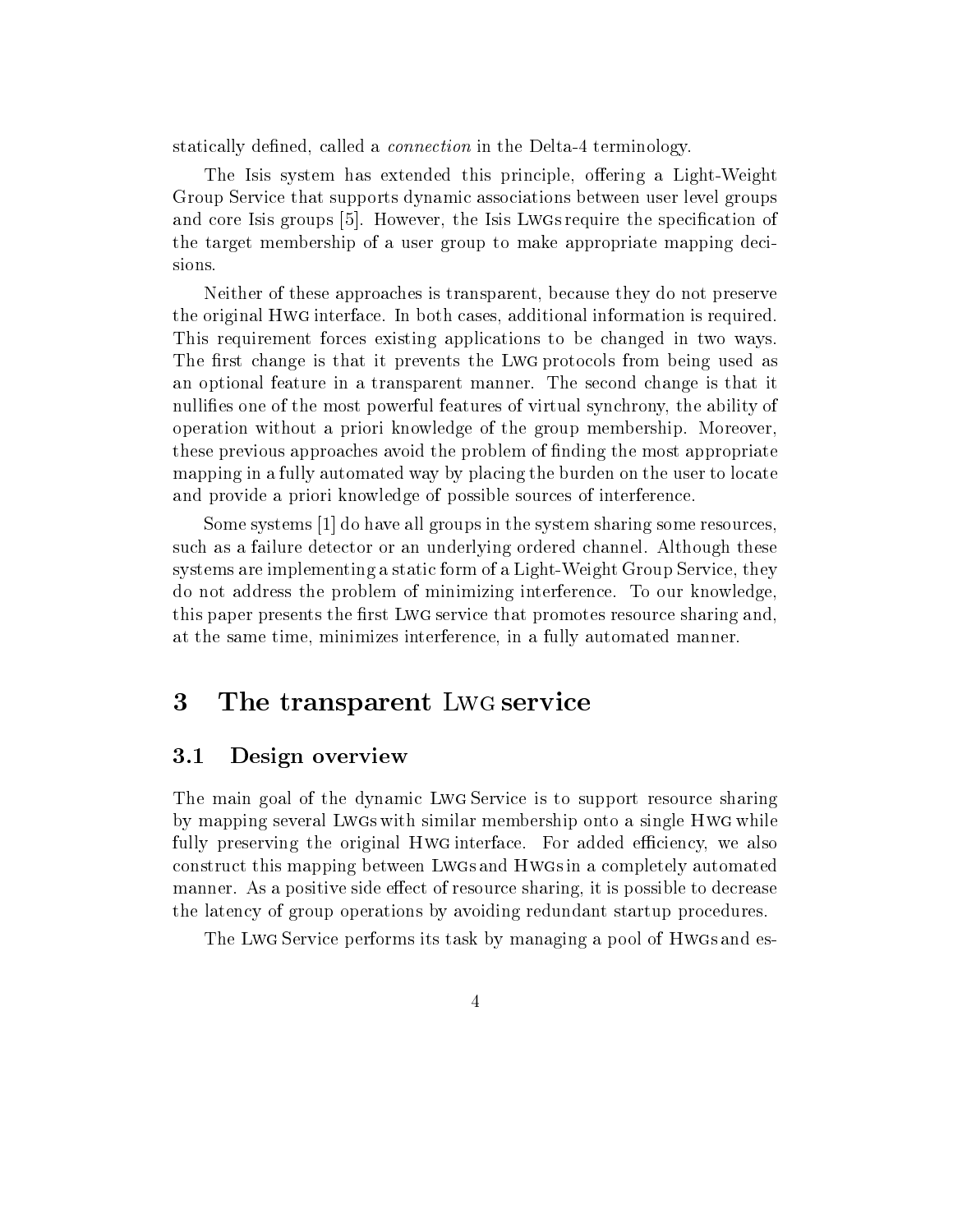statically defined, called a *connection* in the Delta-4 terminology.

The Isis system has extended this principle, offering a Light-Weight Group Service that supports dynamic associations between user level groups and core Isis groups [5]. However, the Isis LWGs require the specification of the target membership of a user group to make appropriate mapping decisions.

Neither of these approaches is transparent, because they do not preserve the original HWG interface. In both cases, additional information is required. This requirement forces existing applications to be changed in two ways. The first change is that it prevents the LWG protocols from being used as an optional feature in a transparent manner. The second change is that it nullifies one of the most powerful features of virtual synchrony, the ability of operation without a priori knowledge of the group membership. Moreover, these previous approaches avoid the problem of finding the most appropriate mapping in a fully automated way by placing the burden on the user to locate and provide a priori knowledge of possible sources of interference.

Some systems [1] do have all groups in the system sharing some resources, such as a failure detector or an underlying ordered channel. Although these systems are implementing a static form of a Light-Weight Group Service, they do not address the problem of minimizing interference. To our knowledge, this paper presents the first LWG service that promotes resource sharing and, at the same time, minimizes interference, in a fully automated manner.

# 3 The transparent LWG service

## 3.1 Design overview

The main goal of the dynamic LWG Service is to support resource sharing by mapping several LWGs with similar membership onto a single HWG while fully preserving the original HWG interface. For added efficiency, we also construct this mapping between LWGs and HWGs in a completely automated manner. As a positive side effect of resource sharing, it is possible to decrease the latency of group operations by avoiding redundant startup procedures.

The LWG Service performs its task by managing a pool of HWGs and es-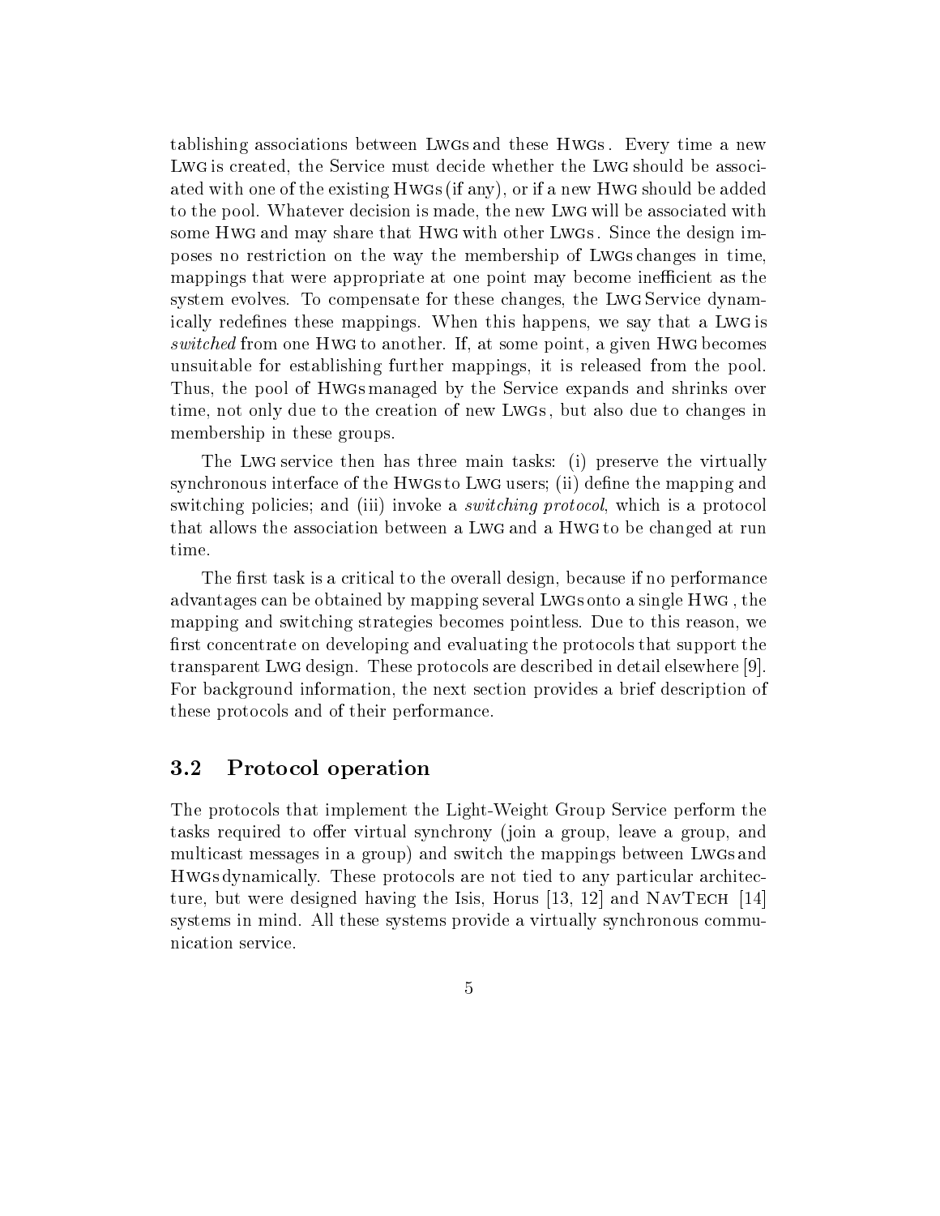tablishing associations between LWGs and these HWGs. Every time a new LWG is created, the Service must decide whether the LWG should be associated with one of the existing HWGs (if any), or if a new HWG should be added to the pool. Whatever decision is made, the new LWG will be associated with some HWG and may share that HWG with other LWGs. Since the design imposes no restriction on the way the membership of LWGs changes in time, mappings that were appropriate at one point may become inefficient as the system evolves. To compensate for these changes, the LWG Service dynamically redefines these mappings. When this happens, we say that a LWG is *switched* from one HWG to another. If, at some point, a given HWG becomes unsuitable for establishing further mappings, it is released from the pool. Thus, the pool of HWGs managed by the Service expands and shrinks over time, not only due to the creation of new LWGs, but also due to changes in membership in these groups.

The LWG service then has three main tasks: (i) preserve the virtually synchronous interface of the HWGs to LWG users; (ii) define the mapping and switching policies; and (iii) invoke a *switching protocol*, which is a protocol that allows the association between a LWG and a HWG to be changed at run time.

The first task is a critical to the overall design, because if no performance advantages can be obtained by mapping several LWGs onto a single HWG, the mapping and switching strategies becomes pointless. Due to this reason, we first concentrate on developing and evaluating the protocols that support the transparent LWG design. These protocols are described in detail elsewhere [9]. For background information, the next section provides a brief description of these protocols and of their performance.

## 3.2 Protocol operation

The protocols that implement the Light-Weight Group Service perform the tasks required to offer virtual synchrony (join a group, leave a group, and multicast messages in a group) and switch the mappings between LWGs and HWGs dynamically. These protocols are not tied to any particular architecture, but were designed having the Isis, Horus [13, 12] and NAVTECH [14] systems in mind. All these systems provide a virtually synchronous communication service.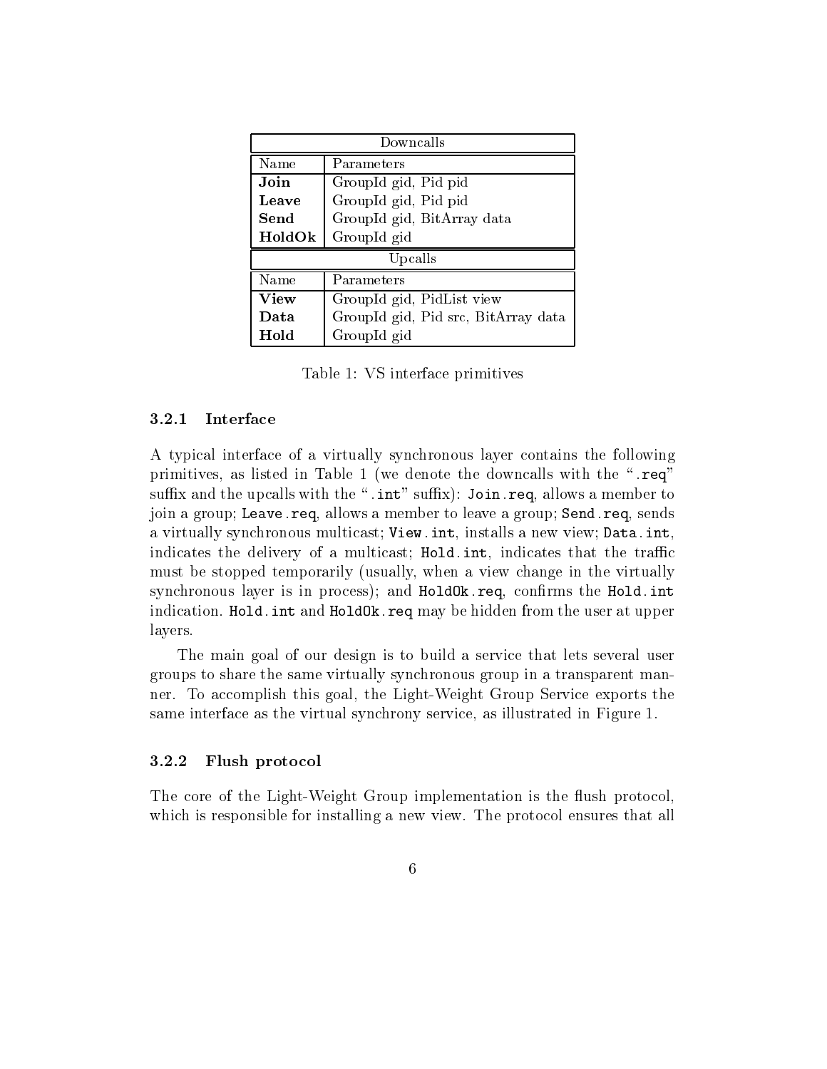| Downcalls | |
|---|---|
| Name | Parameters |
| **Join** | GroupId gid, Pid pid |
| **Leave** | GroupId gid, Pid pid |
| **Send** | GroupId gid, BitArray data |
| **HoldOk** | GroupId gid |
| Upcalls | |
| Name | Parameters |
| **View** | GroupId gid, PidList view |
| **Data** | GroupId gid, Pid src, BitArray data |
| **Hold** | GroupId gid |

Table 1: VS interface primitives

### 3.2.1 Interface

A typical interface of a virtually synchronous layer contains the following primitives, as listed in Table 1 (we denote the downcalls with the "`.req`" suffix and the upcalls with the "`.int`" suffix): `Join.req`, allows a member to join a group; `Leave.req`, allows a member to leave a group; `Send.req`, sends a virtually synchronous multicast; `View.int`, installs a new view; `Data.int`, indicates the delivery of a multicast; `Hold.int`, indicates that the traffic must be stopped temporarily (usually, when a view change in the virtually synchronous layer is in process); and `HoldOk.req`, confirms the `Hold.int` indication. `Hold.int` and `HoldOk.req` may be hidden from the user at upper layers.

The main goal of our design is to build a service that lets several user groups to share the same virtually synchronous group in a transparent manner. To accomplish this goal, the Light-Weight Group Service exports the same interface as the virtual synchrony service, as illustrated in Figure 1.

### 3.2.2 Flush protocol

The core of the Light-Weight Group implementation is the flush protocol, which is responsible for installing a new view. The protocol ensures that all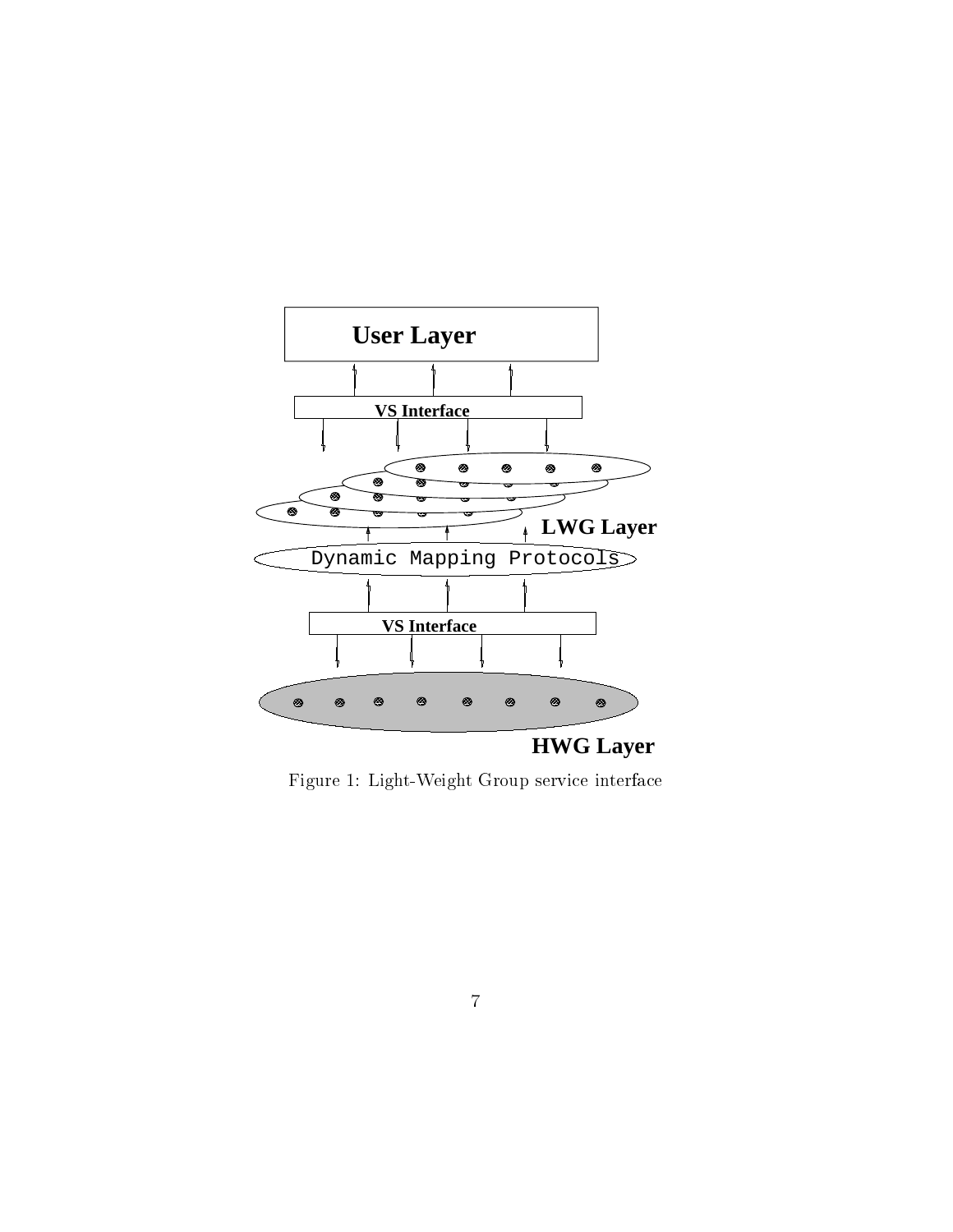Figure 1: Light-Weight Group service interface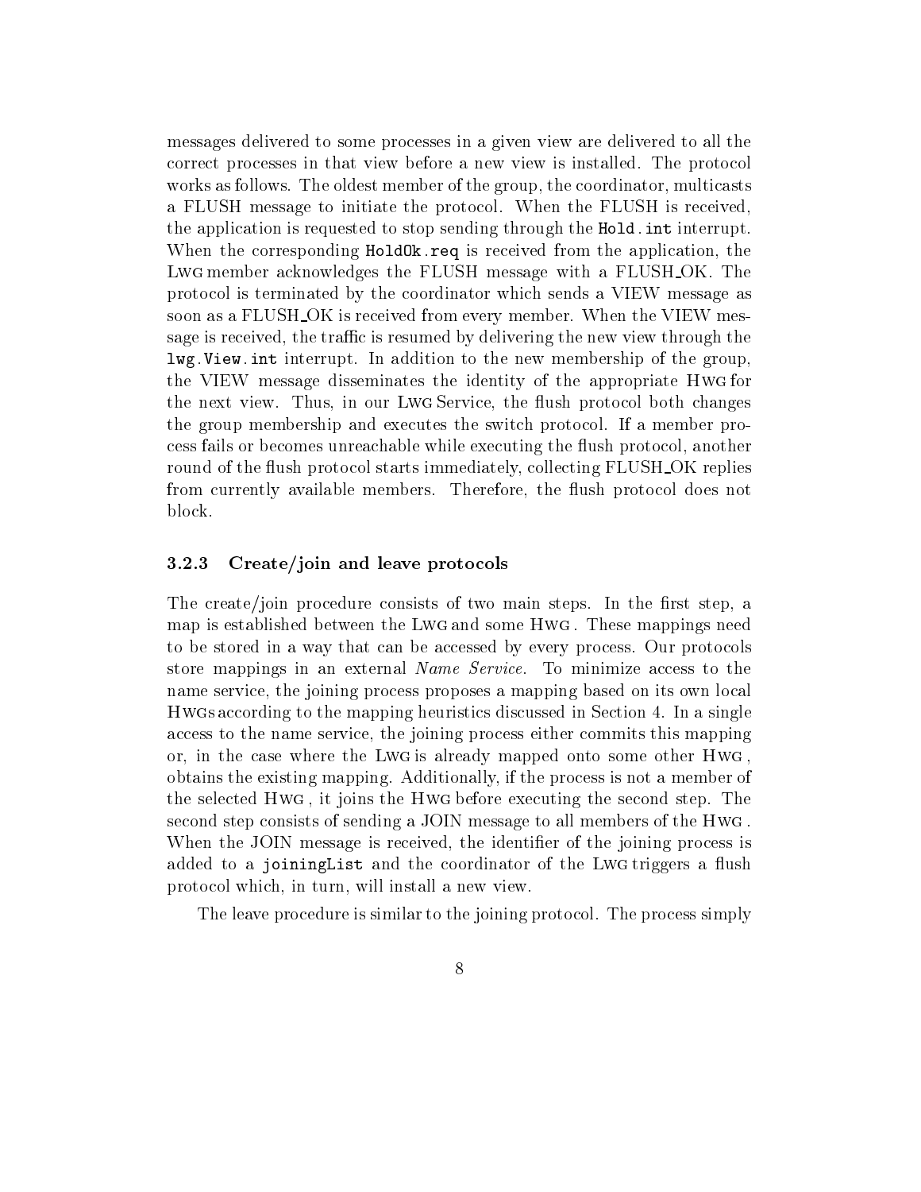messages delivered to some processes in a given view are delivered to all the correct processes in that view before a new view is installed. The protocol works as follows. The oldest member of the group, the coordinator, multicasts a FLUSH message to initiate the protocol. When the FLUSH is received, the application is requested to stop sending through the `Hold.int` interrupt. When the corresponding `HoldOk.req` is received from the application, the LWG member acknowledges the FLUSH message with a FLUSH_OK. The protocol is terminated by the coordinator which sends a VIEW message as soon as a FLUSH_OK is received from every member. When the VIEW message is received, the traffic is resumed by delivering the new view through the `lwg.View.int` interrupt. In addition to the new membership of the group, the VIEW message disseminates the identity of the appropriate HWG for the next view. Thus, in our LWG Service, the flush protocol both changes the group membership and executes the switch protocol. If a member process fails or becomes unreachable while executing the flush protocol, another round of the flush protocol starts immediately, collecting FLUSH_OK replies from currently available members. Therefore, the flush protocol does not block.

### 3.2.3 Create/join and leave protocols

The create/join procedure consists of two main steps. In the first step, a map is established between the LWG and some HWG. These mappings need to be stored in a way that can be accessed by every process. Our protocols store mappings in an external *Name Service*. To minimize access to the name service, the joining process proposes a mapping based on its own local HWGs according to the mapping heuristics discussed in Section 4. In a single access to the name service, the joining process either commits this mapping or, in the case where the LWG is already mapped onto some other HWG, obtains the existing mapping. Additionally, if the process is not a member of the selected HWG, it joins the HWG before executing the second step. The second step consists of sending a JOIN message to all members of the HWG. When the JOIN message is received, the identifier of the joining process is added to a `joiningList` and the coordinator of the LWG triggers a flush protocol which, in turn, will install a new view.

The leave procedure is similar to the joining protocol. The process simply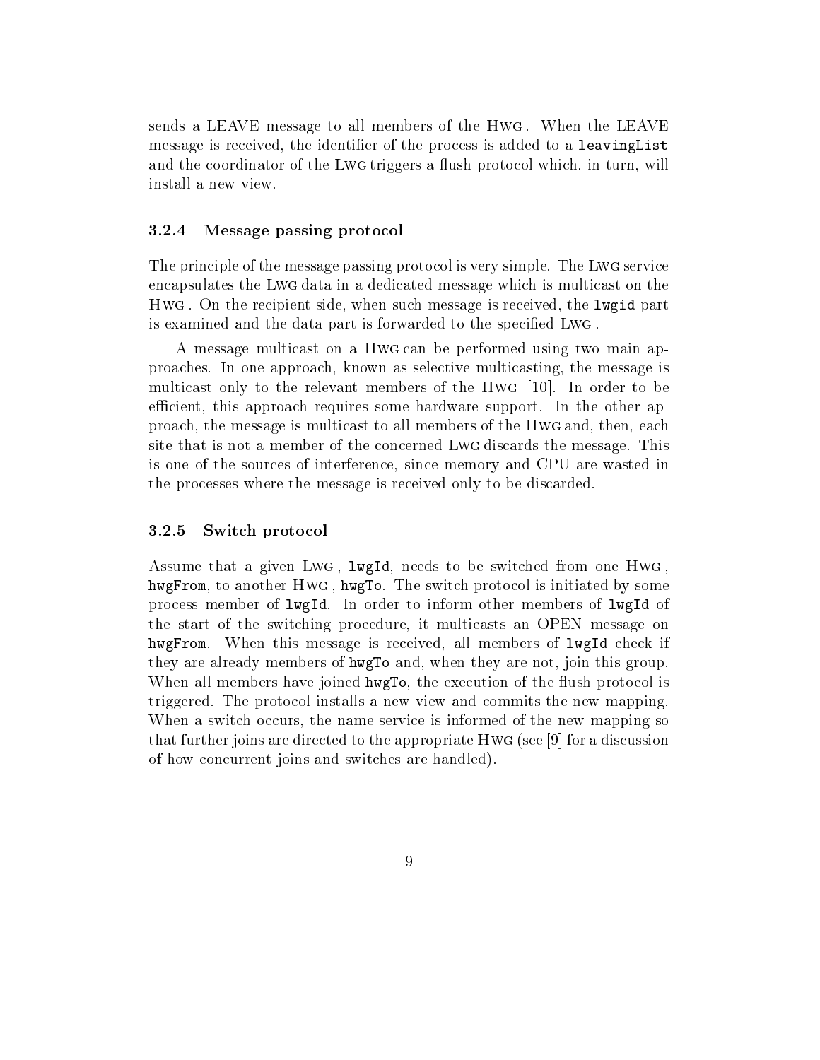sends a LEAVE message to all members of the Hwg . When the LEAVE message is received, the identifier of the process is added to a `leavingList` and the coordinator of the Lwg triggers a flush protocol which, in turn, will install a new view.

#### 3.2.4 Message passing protocol

The principle of the message passing protocol is very simple. The Lwg service encapsulates the Lwg data in a dedicated message which is multicast on the Hwg . On the recipient side, when such message is received, the `lwgid` part is examined and the data part is forwarded to the specified Lwg .

A message multicast on a Hwg can be performed using two main approaches. In one approach, known as selective multicasting, the message is multicast only to the relevant members of the Hwg [10]. In order to be efficient, this approach requires some hardware support. In the other approach, the message is multicast to all members of the Hwg and, then, each site that is not a member of the concerned Lwg discards the message. This is one of the sources of interference, since memory and CPU are wasted in the processes where the message is received only to be discarded.

#### 3.2.5 Switch protocol

Assume that a given Lwg , `lwgId`, needs to be switched from one Hwg , `hwgFrom`, to another Hwg , `hwgTo`. The switch protocol is initiated by some process member of `lwgId`. In order to inform other members of `lwgId` of the start of the switching procedure, it multicasts an OPEN message on `hwgFrom`. When this message is received, all members of `lwgId` check if they are already members of `hwgTo` and, when they are not, join this group. When all members have joined `hwgTo`, the execution of the flush protocol is triggered. The protocol installs a new view and commits the new mapping. When a switch occurs, the name service is informed of the new mapping so that further joins are directed to the appropriate Hwg (see [9] for a discussion of how concurrent joins and switches are handled).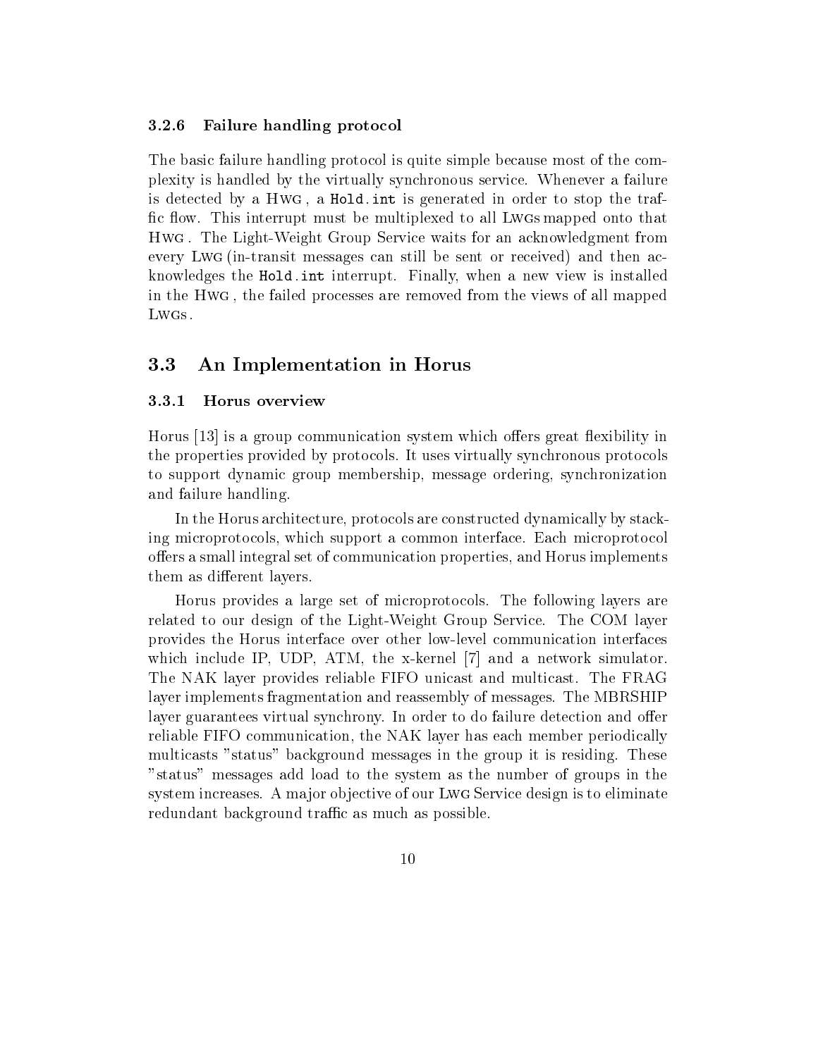### 3.2.6 Failure handling protocol

The basic failure handling protocol is quite simple because most of the complexity is handled by the virtually synchronous service. Whenever a failure is detected by a HWG, a `Hold.int` is generated in order to stop the traffic flow. This interrupt must be multiplexed to all LWGs mapped onto that HWG. The Light-Weight Group Service waits for an acknowledgment from every LWG (in-transit messages can still be sent or received) and then acknowledges the `Hold.int` interrupt. Finally, when a new view is installed in the HWG, the failed processes are removed from the views of all mapped LWGs.

## 3.3 An Implementation in Horus

### 3.3.1 Horus overview

Horus [13] is a group communication system which offers great flexibility in the properties provided by protocols. It uses virtually synchronous protocols to support dynamic group membership, message ordering, synchronization and failure handling.

In the Horus architecture, protocols are constructed dynamically by stacking microprotocols, which support a common interface. Each microprotocol offers a small integral set of communication properties, and Horus implements them as different layers.

Horus provides a large set of microprotocols. The following layers are related to our design of the Light-Weight Group Service. The COM layer provides the Horus interface over other low-level communication interfaces which include IP, UDP, ATM, the x-kernel [7] and a network simulator. The NAK layer provides reliable FIFO unicast and multicast. The FRAG layer implements fragmentation and reassembly of messages. The MBRSHIP layer guarantees virtual synchrony. In order to do failure detection and offer reliable FIFO communication, the NAK layer has each member periodically multicasts "status" background messages in the group it is residing. These "status" messages add load to the system as the number of groups in the system increases. A major objective of our LWG Service design is to eliminate redundant background traffic as much as possible.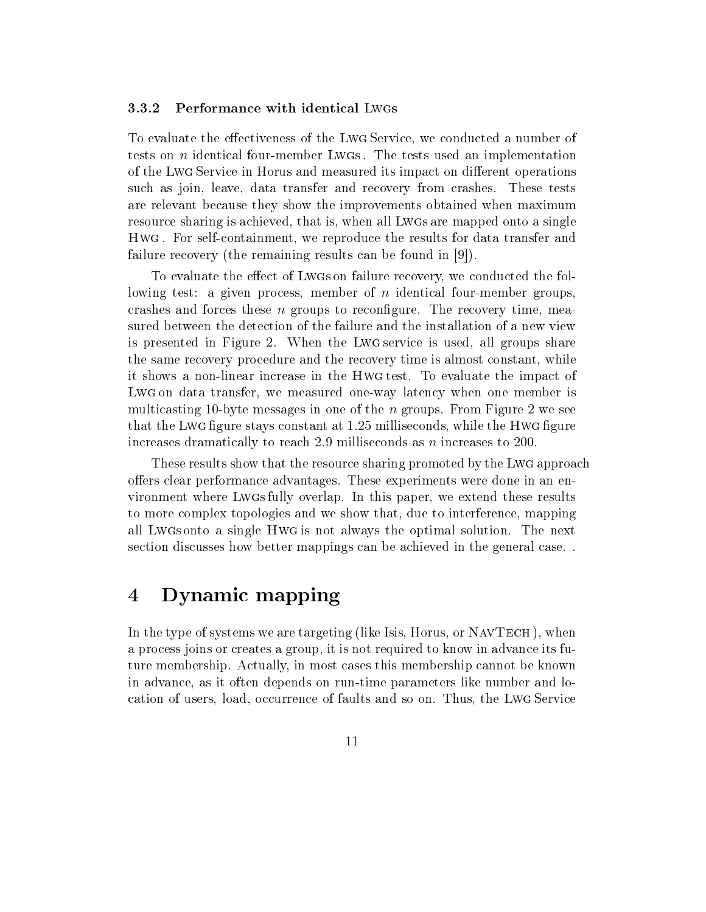### 3.3.2 Performance with identical LWGs

To evaluate the effectiveness of the LWG Service, we conducted a number of tests on $n$ identical four-member LWGs. The tests used an implementation of the LWG Service in Horus and measured its impact on different operations such as join, leave, data transfer and recovery from crashes. These tests are relevant because they show the improvements obtained when maximum resource sharing is achieved, that is, when all LWGs are mapped onto a single HWG. For self-containment, we reproduce the results for data transfer and failure recovery (the remaining results can be found in [9]).

To evaluate the effect of LWGs on failure recovery, we conducted the following test: a given process, member of $n$ identical four-member groups, crashes and forces these $n$ groups to reconfigure. The recovery time, measured between the detection of the failure and the installation of a new view is presented in Figure 2. When the LWG service is used, all groups share the same recovery procedure and the recovery time is almost constant, while it shows a non-linear increase in the HWG test. To evaluate the impact of LWG on data transfer, we measured one-way latency when one member is multicasting 10-byte messages in one of the $n$ groups. From Figure 2 we see that the LWG figure stays constant at 1.25 milliseconds, while the HWG figure increases dramatically to reach 2.9 milliseconds as $n$ increases to 200.

These results show that the resource sharing promoted by the LWG approach offers clear performance advantages. These experiments were done in an environment where LWGs fully overlap. In this paper, we extend these results to more complex topologies and we show that, due to interference, mapping all LWGs onto a single HWG is not always the optimal solution. The next section discusses how better mappings can be achieved in the general case. .

# 4 Dynamic mapping

In the type of systems we are targeting (like Isis, Horus, or NAVTECH), when a process joins or creates a group, it is not required to know in advance its future membership. Actually, in most cases this membership cannot be known in advance, as it often depends on run-time parameters like number and location of users, load, occurrence of faults and so on. Thus, the LWG Service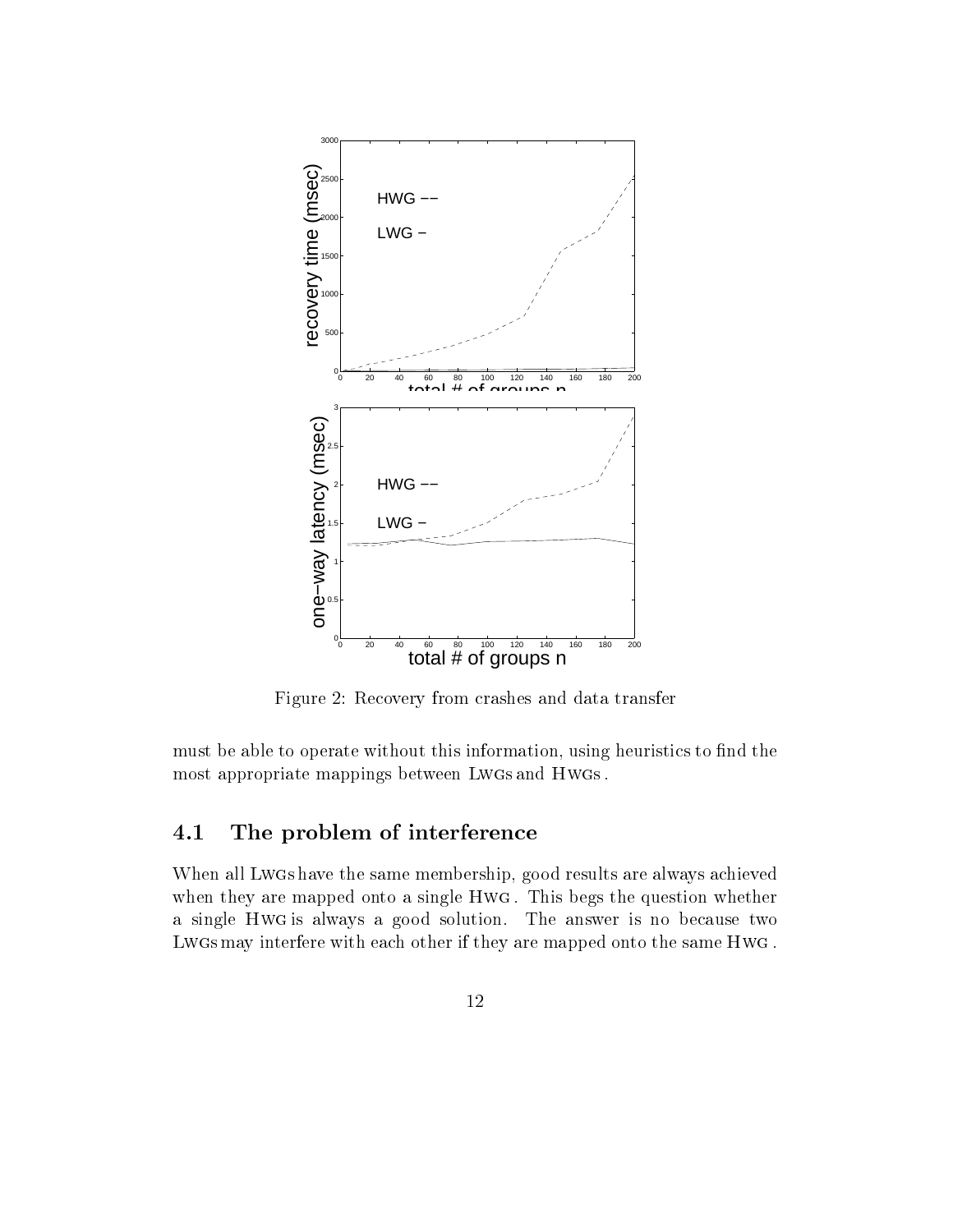Figure 2: Recovery from crashes and data transfer

must be able to operate without this information, using heuristics to find the most appropriate mappings between LWGs and HWGs.

## 4.1 The problem of interference

When all LWGs have the same membership, good results are always achieved when they are mapped onto a single HWG. This begs the question whether a single HWG is always a good solution. The answer is no because two LWGs may interfere with each other if they are mapped onto the same HWG.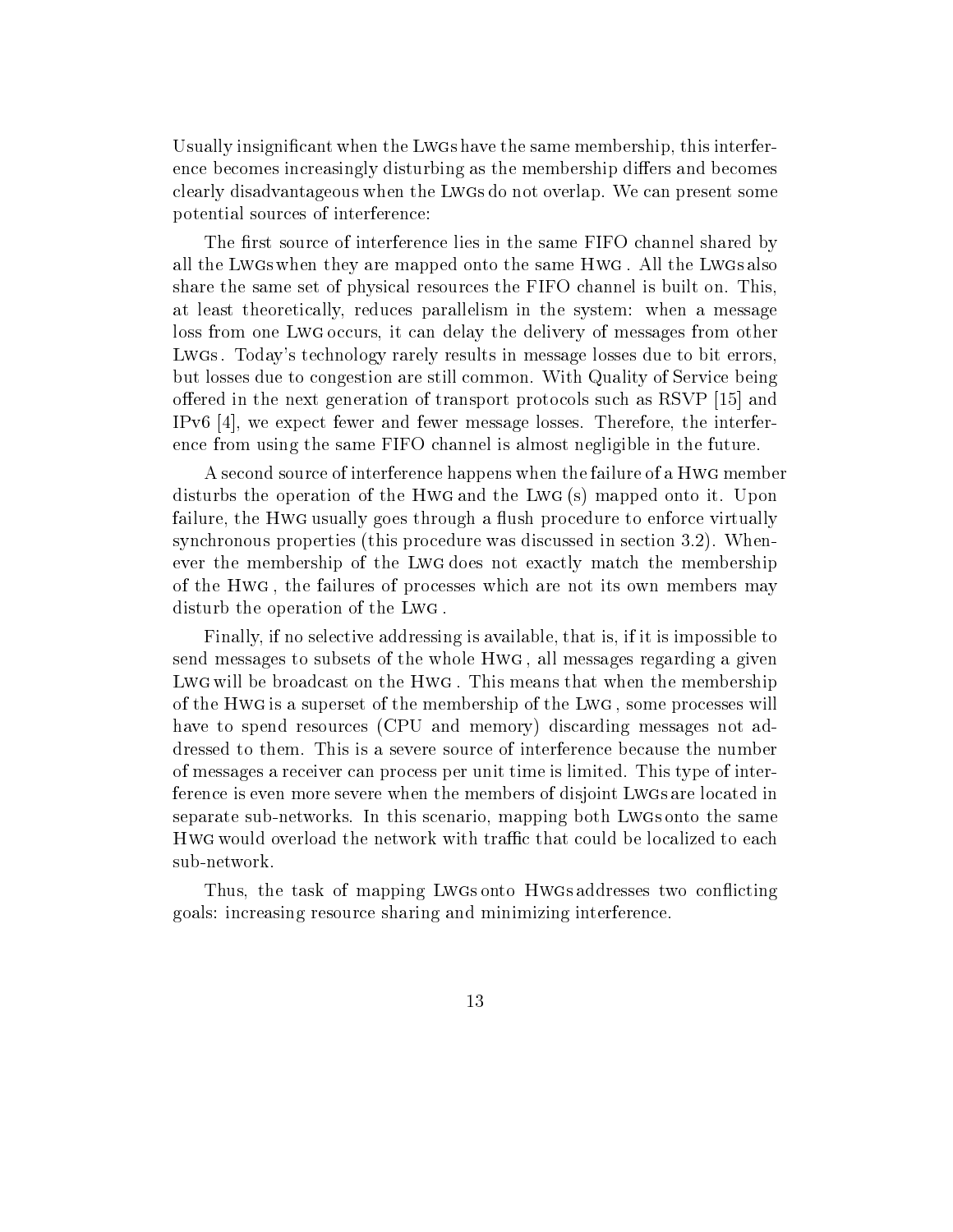Usually insignificant when the LWGs have the same membership, this interference becomes increasingly disturbing as the membership differs and becomes clearly disadvantageous when the LWGs do not overlap. We can present some potential sources of interference:

The first source of interference lies in the same FIFO channel shared by all the LWGs when they are mapped onto the same HWG. All the LWGs also share the same set of physical resources the FIFO channel is built on. This, at least theoretically, reduces parallelism in the system: when a message loss from one LWG occurs, it can delay the delivery of messages from other LWGs. Today's technology rarely results in message losses due to bit errors, but losses due to congestion are still common. With Quality of Service being offered in the next generation of transport protocols such as RSVP [15] and IPv6 [4], we expect fewer and fewer message losses. Therefore, the interference from using the same FIFO channel is almost negligible in the future.

A second source of interference happens when the failure of a HWG member disturbs the operation of the HWG and the LWG (s) mapped onto it. Upon failure, the HWG usually goes through a flush procedure to enforce virtually synchronous properties (this procedure was discussed in section 3.2). Whenever the membership of the LWG does not exactly match the membership of the HWG, the failures of processes which are not its own members may disturb the operation of the LWG.

Finally, if no selective addressing is available, that is, if it is impossible to send messages to subsets of the whole HWG, all messages regarding a given LWG will be broadcast on the HWG. This means that when the membership of the HWG is a superset of the membership of the LWG, some processes will have to spend resources (CPU and memory) discarding messages not addressed to them. This is a severe source of interference because the number of messages a receiver can process per unit time is limited. This type of interference is even more severe when the members of disjoint LWGs are located in separate sub-networks. In this scenario, mapping both LWGs onto the same HWG would overload the network with traffic that could be localized to each sub-network.

Thus, the task of mapping LWGs onto HWGs addresses two conflicting goals: increasing resource sharing and minimizing interference.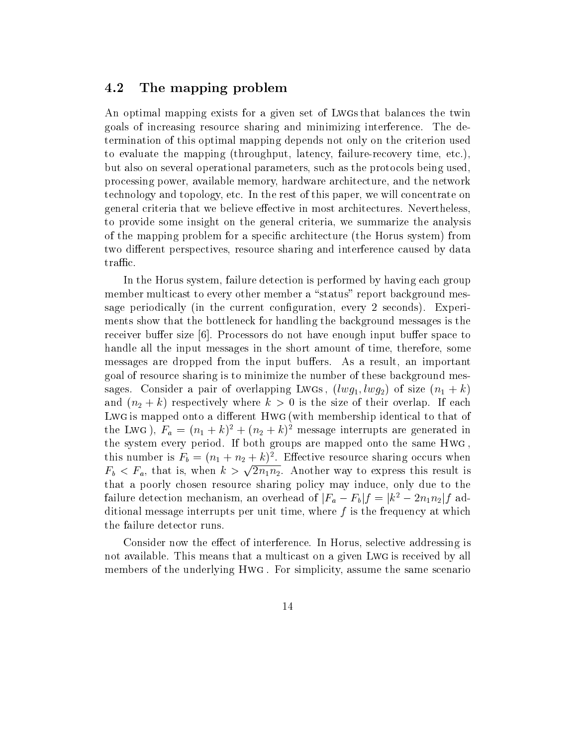### 4.2 The mapping problem

An optimal mapping exists for a given set of LWGs that balances the twin goals of increasing resource sharing and minimizing interference. The determination of this optimal mapping depends not only on the criterion used to evaluate the mapping (throughput, latency, failure-recovery time, etc.), but also on several operational parameters, such as the protocols being used, processing power, available memory, hardware architecture, and the network technology and topology, etc. In the rest of this paper, we will concentrate on general criteria that we believe effective in most architectures. Nevertheless, to provide some insight on the general criteria, we summarize the analysis of the mapping problem for a specific architecture (the Horus system) from two different perspectives, resource sharing and interference caused by data traffic.

In the Horus system, failure detection is performed by having each group member multicast to every other member a "status" report background message periodically (in the current configuration, every 2 seconds). Experiments show that the bottleneck for handling the background messages is the receiver buffer size [6]. Processors do not have enough input buffer space to handle all the input messages in the short amount of time, therefore, some messages are dropped from the input buffers. As a result, an important goal of resource sharing is to minimize the number of these background messages. Consider a pair of overlapping LWGs, $(lwg_1, lwg_2)$ of size $(n_1 + k)$ and $(n_2 + k)$ respectively where $k > 0$ is the size of their overlap. If each LWG is mapped onto a different HWG (with membership identical to that of the LWG), $F_a = (n_1 + k)^2 + (n_2 + k)^2$ message interrupts are generated in the system every period. If both groups are mapped onto the same HWG, this number is $F_b = (n_1 + n_2 + k)^2$. Effective resource sharing occurs when $F_b < F_a$, that is, when $k > \sqrt{2 n_1 n_2}$. Another way to express this result is that a poorly chosen resource sharing policy may induce, only due to the failure detection mechanism, an overhead of $|F_a - F_b| f = |k^2 - 2 n_1 n_2| f$ additional message interrupts per unit time, where $f$ is the frequency at which the failure detector runs.

Consider now the effect of interference. In Horus, selective addressing is not available. This means that a multicast on a given LWG is received by all members of the underlying HWG. For simplicity, assume the same scenario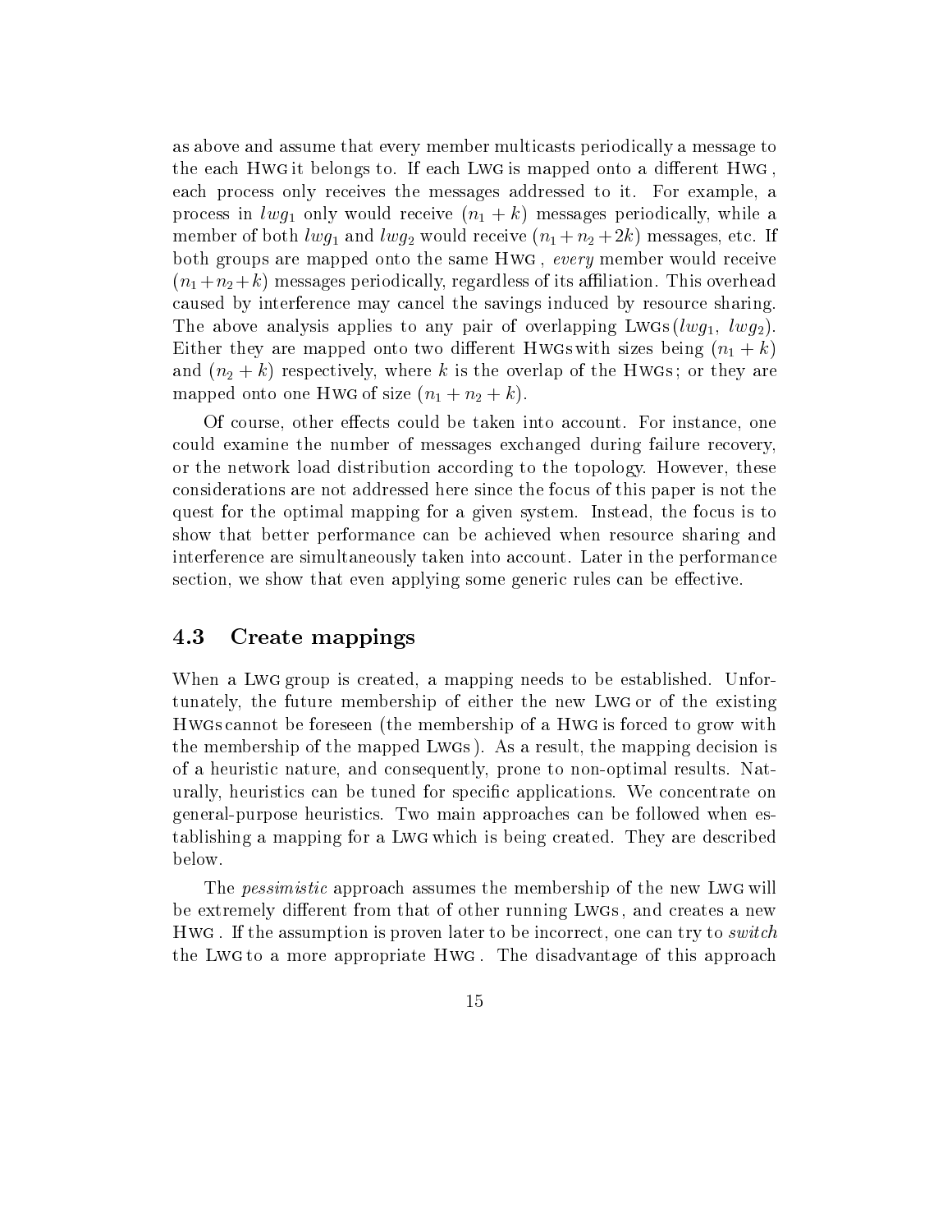as above and assume that every member multicasts periodically a message to the each Hwg it belongs to. If each Lwg is mapped onto a different Hwg , each process only receives the messages addressed to it. For example, a process in $lwg_1$ only would receive $(n_1 + k)$ messages periodically, while a member of both $lwg_1$ and $lwg_2$ would receive $(n_1 + n_2 + 2k)$ messages, etc. If both groups are mapped onto the same Hwg , *every* member would receive $(n_1 + n_2 + k)$ messages periodically, regardless of its affiliation. This overhead caused by interference may cancel the savings induced by resource sharing. The above analysis applies to any pair of overlapping Lwgs ($lwg_1$, $lwg_2$). Either they are mapped onto two different Hwgs with sizes being $(n_1 + k)$ and $(n_2 + k)$ respectively, where $k$ is the overlap of the Hwgs ; or they are mapped onto one Hwg of size $(n_1 + n_2 + k)$.

Of course, other effects could be taken into account. For instance, one could examine the number of messages exchanged during failure recovery, or the network load distribution according to the topology. However, these considerations are not addressed here since the focus of this paper is not the quest for the optimal mapping for a given system. Instead, the focus is to show that better performance can be achieved when resource sharing and interference are simultaneously taken into account. Later in the performance section, we show that even applying some generic rules can be effective.

## 4.3 Create mappings

When a Lwg group is created, a mapping needs to be established. Unfortunately, the future membership of either the new Lwg or of the existing Hwgs cannot be foreseen (the membership of a Hwg is forced to grow with the membership of the mapped Lwgs ). As a result, the mapping decision is of a heuristic nature, and consequently, prone to non-optimal results. Naturally, heuristics can be tuned for specific applications. We concentrate on general-purpose heuristics. Two main approaches can be followed when establishing a mapping for a Lwg which is being created. They are described below.

The *pessimistic* approach assumes the membership of the new Lwg will be extremely different from that of other running Lwgs , and creates a new Hwg . If the assumption is proven later to be incorrect, one can try to *switch* the Lwg to a more appropriate Hwg . The disadvantage of this approach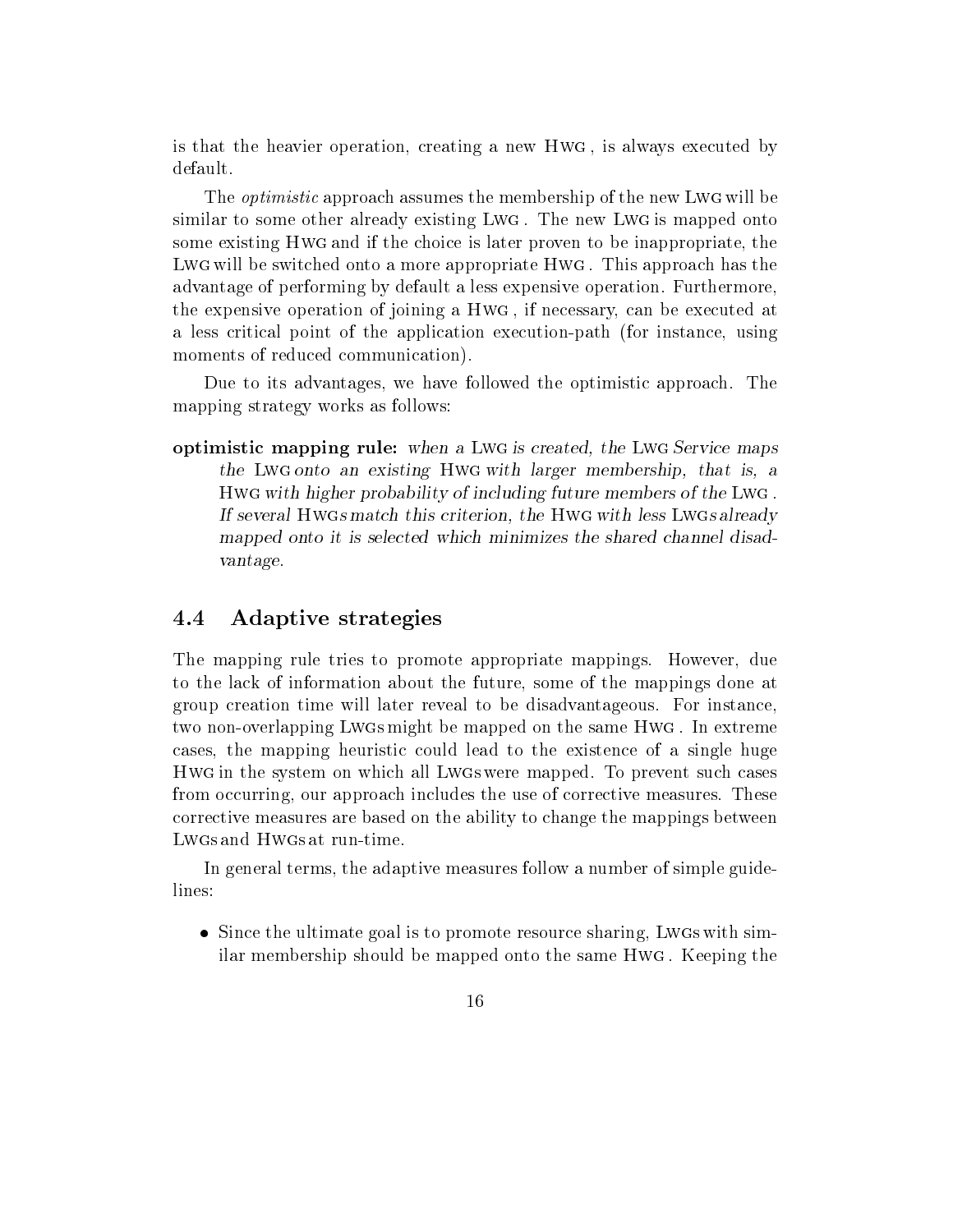is that the heavier operation, creating a new HWG, is always executed by default.

The *optimistic* approach assumes the membership of the new LWG will be similar to some other already existing LWG. The new LWG is mapped onto some existing HWG and if the choice is later proven to be inappropriate, the LWG will be switched onto a more appropriate HWG. This approach has the advantage of performing by default a less expensive operation. Furthermore, the expensive operation of joining a HWG, if necessary, can be executed at a less critical point of the application execution-path (for instance, using moments of reduced communication).

Due to its advantages, we have followed the optimistic approach. The mapping strategy works as follows:

**optimistic mapping rule:** *when a* LWG *is created, the* LWG *Service maps the* LWG *onto an existing* HWG *with larger membership, that is, a* HWG *with higher probability of including future members of the* LWG. *If several* HWGs *match this criterion, the* HWG *with less* LWGs *already mapped onto it is selected which minimizes the shared channel disadvantage.*

## 4.4 Adaptive strategies

The mapping rule tries to promote appropriate mappings. However, due to the lack of information about the future, some of the mappings done at group creation time will later reveal to be disadvantageous. For instance, two non-overlapping LWGs might be mapped on the same HWG. In extreme cases, the mapping heuristic could lead to the existence of a single huge HWG in the system on which all LWGs were mapped. To prevent such cases from occurring, our approach includes the use of corrective measures. These corrective measures are based on the ability to change the mappings between LWGs and HWGs at run-time.

In general terms, the adaptive measures follow a number of simple guidelines:

- Since the ultimate goal is to promote resource sharing, LWGs with similar membership should be mapped onto the same HWG. Keeping the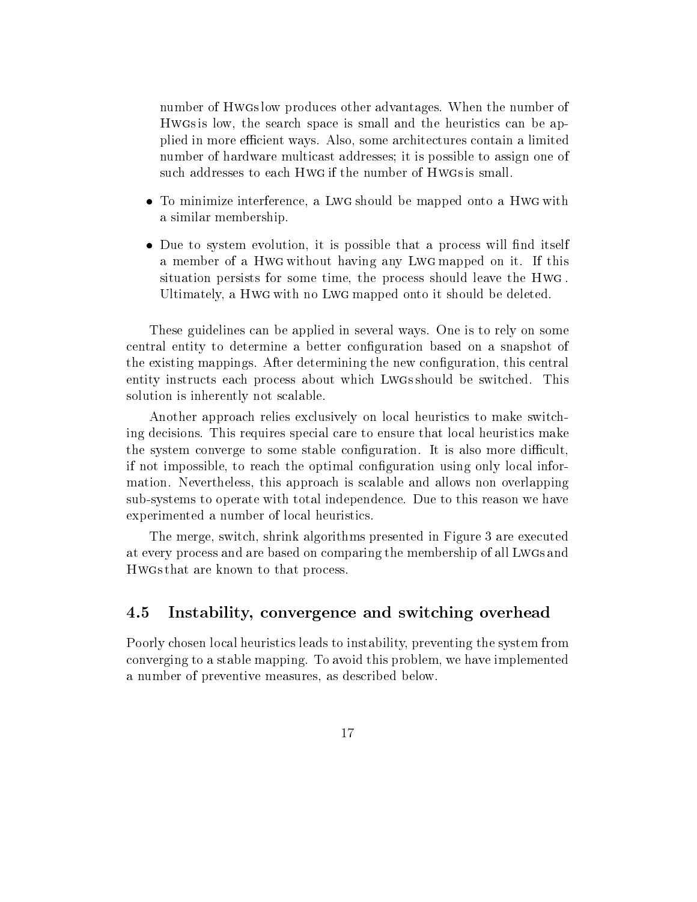number of HWGs low produces other advantages. When the number of HWGs is low, the search space is small and the heuristics can be applied in more efficient ways. Also, some architectures contain a limited number of hardware multicast addresses; it is possible to assign one of such addresses to each HWG if the number of HWGs is small.

- To minimize interference, a LWG should be mapped onto a HWG with a similar membership.
- Due to system evolution, it is possible that a process will find itself a member of a HWG without having any LWG mapped on it. If this situation persists for some time, the process should leave the HWG. Ultimately, a HWG with no LWG mapped onto it should be deleted.

These guidelines can be applied in several ways. One is to rely on some central entity to determine a better configuration based on a snapshot of the existing mappings. After determining the new configuration, this central entity instructs each process about which LWGs should be switched. This solution is inherently not scalable.

Another approach relies exclusively on local heuristics to make switching decisions. This requires special care to ensure that local heuristics make the system converge to some stable configuration. It is also more difficult, if not impossible, to reach the optimal configuration using only local information. Nevertheless, this approach is scalable and allows non overlapping sub-systems to operate with total independence. Due to this reason we have experimented a number of local heuristics.

The merge, switch, shrink algorithms presented in Figure 3 are executed at every process and are based on comparing the membership of all LWGs and HWGs that are known to that process.

## 4.5 Instability, convergence and switching overhead

Poorly chosen local heuristics leads to instability, preventing the system from converging to a stable mapping. To avoid this problem, we have implemented a number of preventive measures, as described below.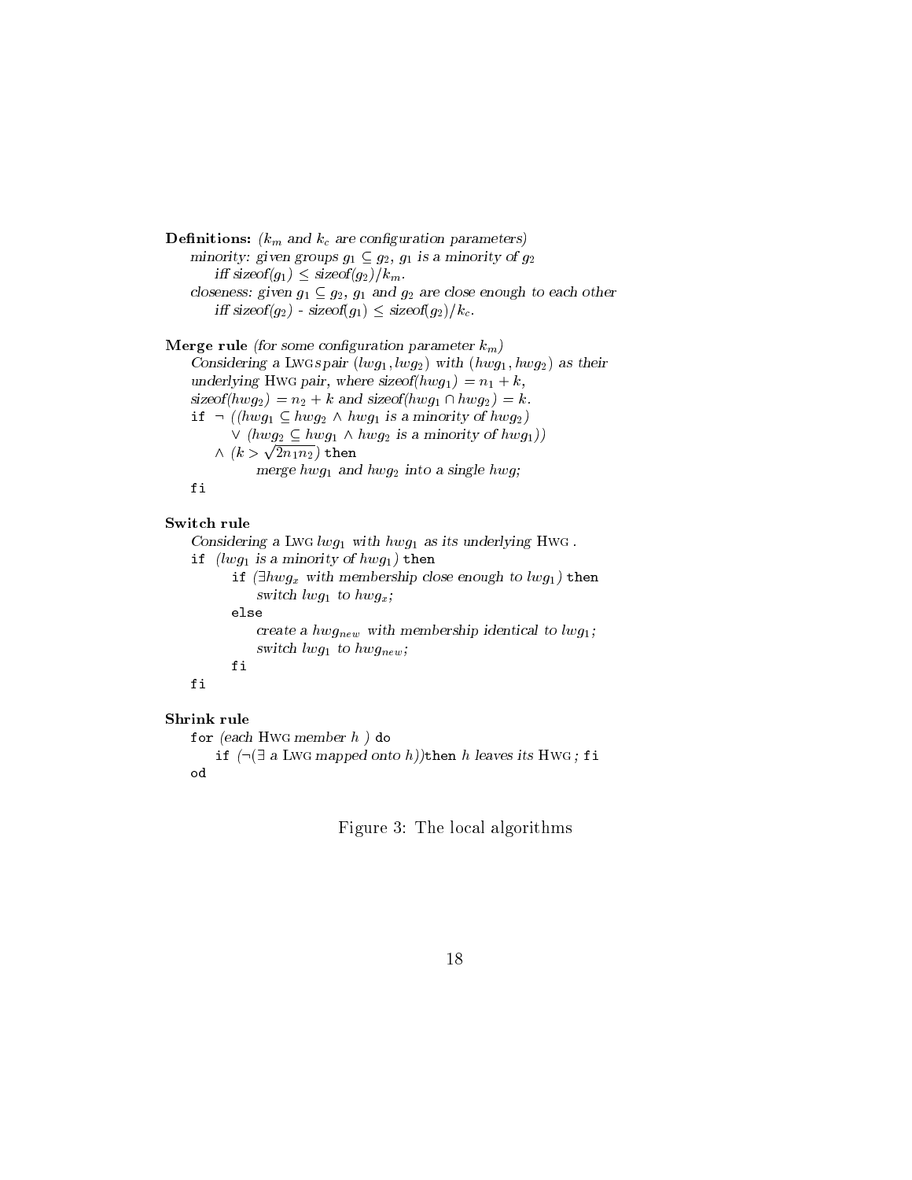**Definitions:** *($k_m$ and $k_c$ are configuration parameters)*

*minority: given groups $g_1 \subseteq g_2$, $g_1$ is a minority of $g_2$*
*iff sizeof($g_1$) $\leq$ sizeof($g_2$)$/k_m$.*

*closeness: given $g_1 \subseteq g_2$, $g_1$ and $g_2$ are close enough to each other*
*iff sizeof($g_2$) - sizeof($g_1$) $\leq$ sizeof($g_2$)$/k_c$.*

**Merge rule** *(for some configuration parameter $k_m$)*

*Considering a* LWG*s pair ($lwg_1$, $lwg_2$) with ($hwg_1$, $hwg_2$) as their underlying* HWG *pair, where sizeof($hwg_1$) $= n_1 + k$, sizeof($hwg_2$) $= n_2 + k$ and sizeof($hwg_1 \cap hwg_2$) $= k$.*

```
if ¬ ((hwg1 ⊆ hwg2 ∧ hwg1 is a minority of hwg2)
      ∨ (hwg2 ⊆ hwg1 ∧ hwg2 is a minority of hwg1))
   ∧ (k > √(2 n1 n2)) then
        merge hwg1 and hwg2 into a single hwg;
fi
```

**Switch rule**

*Considering a* LWG *$lwg_1$ with $hwg_1$ as its underlying* HWG .

```
if (lwg1 is a minority of hwg1) then
      if (∃hwgx with membership close enough to lwg1) then
           switch lwg1 to hwgx;
      else
           create a hwgnew with membership identical to lwg1;
           switch lwg1 to hwgnew;
      fi
fi
```

**Shrink rule**

```
for (each HWG member h ) do
    if (¬(∃ a LWG mapped onto h))then h leaves its HWG ; fi
od
```

Figure 3: The local algorithms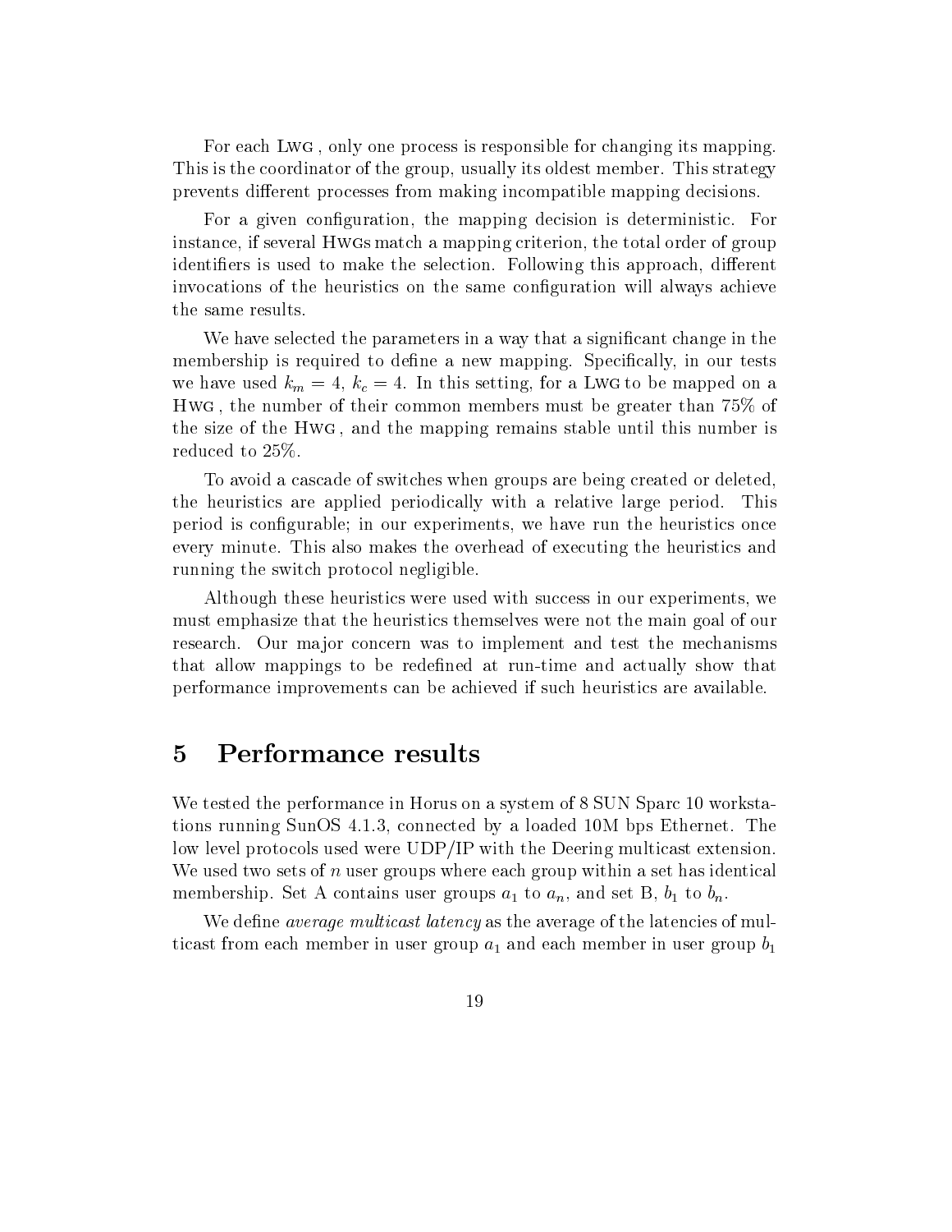For each Lwg , only one process is responsible for changing its mapping. This is the coordinator of the group, usually its oldest member. This strategy prevents different processes from making incompatible mapping decisions.

For a given configuration, the mapping decision is deterministic. For instance, if several Hwgs match a mapping criterion, the total order of group identifiers is used to make the selection. Following this approach, different invocations of the heuristics on the same configuration will always achieve the same results.

We have selected the parameters in a way that a significant change in the membership is required to define a new mapping. Specifically, in our tests we have used $k_m = 4$, $k_c = 4$. In this setting, for a Lwg to be mapped on a Hwg , the number of their common members must be greater than 75% of the size of the Hwg , and the mapping remains stable until this number is reduced to 25%.

To avoid a cascade of switches when groups are being created or deleted, the heuristics are applied periodically with a relative large period. This period is configurable; in our experiments, we have run the heuristics once every minute. This also makes the overhead of executing the heuristics and running the switch protocol negligible.

Although these heuristics were used with success in our experiments, we must emphasize that the heuristics themselves were not the main goal of our research. Our major concern was to implement and test the mechanisms that allow mappings to be redefined at run-time and actually show that performance improvements can be achieved if such heuristics are available.

# 5 Performance results

We tested the performance in Horus on a system of 8 SUN Sparc 10 workstations running SunOS 4.1.3, connected by a loaded 10M bps Ethernet. The low level protocols used were UDP/IP with the Deering multicast extension. We used two sets of $n$ user groups where each group within a set has identical membership. Set A contains user groups $a_1$ to $a_n$, and set B, $b_1$ to $b_n$.

We define *average multicast latency* as the average of the latencies of multicast from each member in user group $a_1$ and each member in user group $b_1$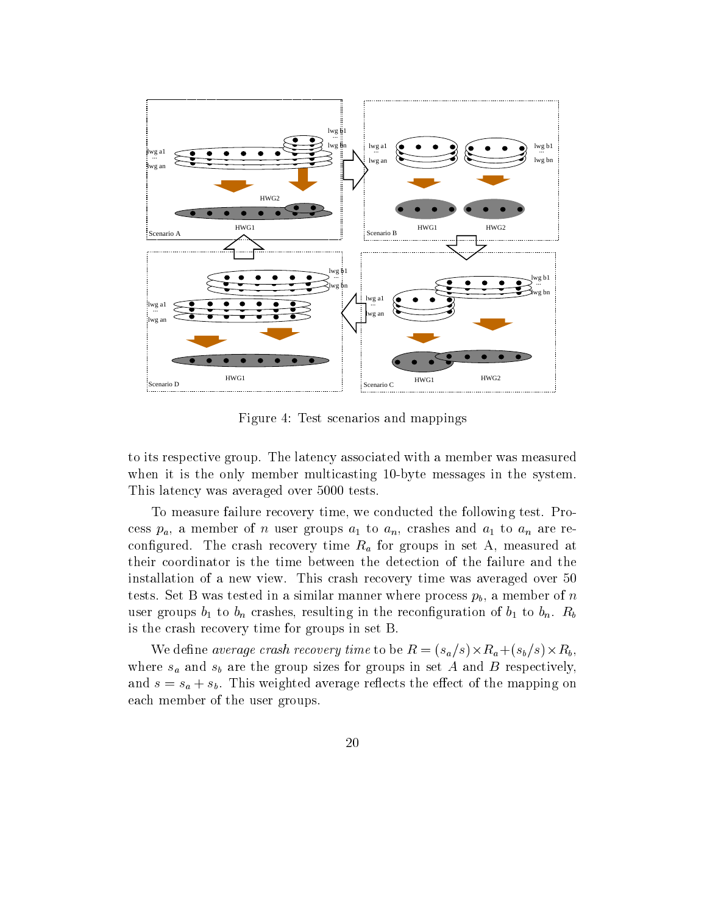Figure 4: Test scenarios and mappings

to its respective group. The latency associated with a member was measured when it is the only member multicasting 10-byte messages in the system. This latency was averaged over 5000 tests.

To measure failure recovery time, we conducted the following test. Process $p_a$, a member of $n$ user groups $a_1$ to $a_n$, crashes and $a_1$ to $a_n$ are reconfigured. The crash recovery time $R_a$ for groups in set A, measured at their coordinator is the time between the detection of the failure and the installation of a new view. This crash recovery time was averaged over 50 tests. Set B was tested in a similar manner where process $p_b$, a member of $n$ user groups $b_1$ to $b_n$ crashes, resulting in the reconfiguration of $b_1$ to $b_n$. $R_b$ is the crash recovery time for groups in set B.

We define *average crash recovery time* to be $R = (s_a/s) \times R_a + (s_b/s) \times R_b$, where $s_a$ and $s_b$ are the group sizes for groups in set $A$ and $B$ respectively, and $s = s_a + s_b$. This weighted average reflects the effect of the mapping on each member of the user groups.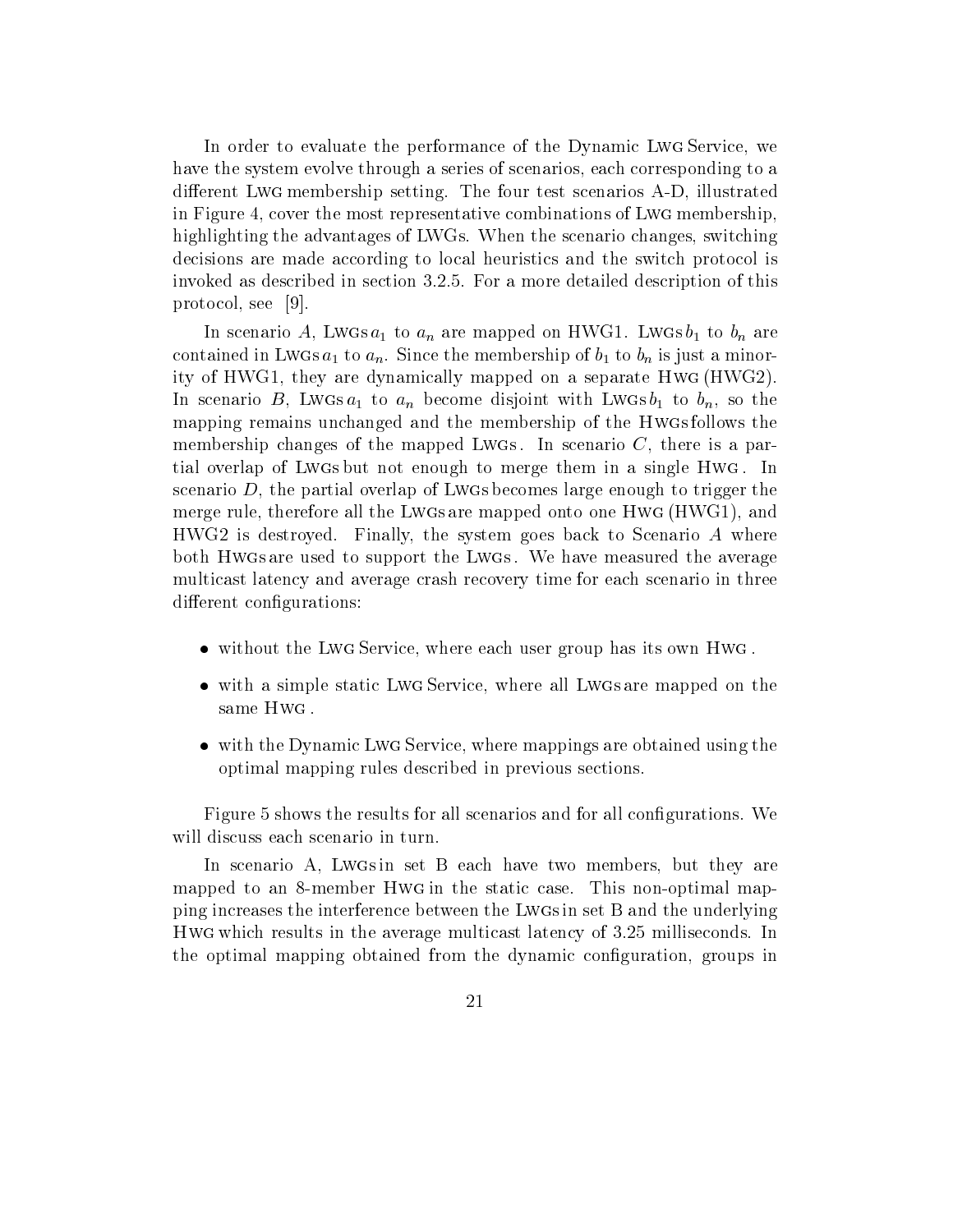In order to evaluate the performance of the Dynamic LWG Service, we have the system evolve through a series of scenarios, each corresponding to a different LWG membership setting. The four test scenarios A-D, illustrated in Figure 4, cover the most representative combinations of LWG membership, highlighting the advantages of LWGs. When the scenario changes, switching decisions are made according to local heuristics and the switch protocol is invoked as described in section 3.2.5. For a more detailed description of this protocol, see [9].

In scenario $A$, LWGs $a_1$ to $a_n$ are mapped on HWG1. LWGs $b_1$ to $b_n$ are contained in LWGs $a_1$ to $a_n$. Since the membership of $b_1$ to $b_n$ is just a minority of HWG1, they are dynamically mapped on a separate HWG (HWG2). In scenario $B$, LWGs $a_1$ to $a_n$ become disjoint with LWGs $b_1$ to $b_n$, so the mapping remains unchanged and the membership of the HWGs follows the membership changes of the mapped LWGs. In scenario $C$, there is a partial overlap of LWGs but not enough to merge them in a single HWG. In scenario $D$, the partial overlap of LWGs becomes large enough to trigger the merge rule, therefore all the LWGs are mapped onto one HWG (HWG1), and HWG2 is destroyed. Finally, the system goes back to Scenario $A$ where both HWGs are used to support the LWGs. We have measured the average multicast latency and average crash recovery time for each scenario in three different configurations:

- without the LWG Service, where each user group has its own HWG.
- with a simple static LWG Service, where all LWGs are mapped on the same HWG.
- with the Dynamic LWG Service, where mappings are obtained using the optimal mapping rules described in previous sections.

Figure 5 shows the results for all scenarios and for all configurations. We will discuss each scenario in turn.

In scenario A, LWGs in set B each have two members, but they are mapped to an 8-member HWG in the static case. This non-optimal mapping increases the interference between the LWGs in set B and the underlying HWG which results in the average multicast latency of 3.25 milliseconds. In the optimal mapping obtained from the dynamic configuration, groups in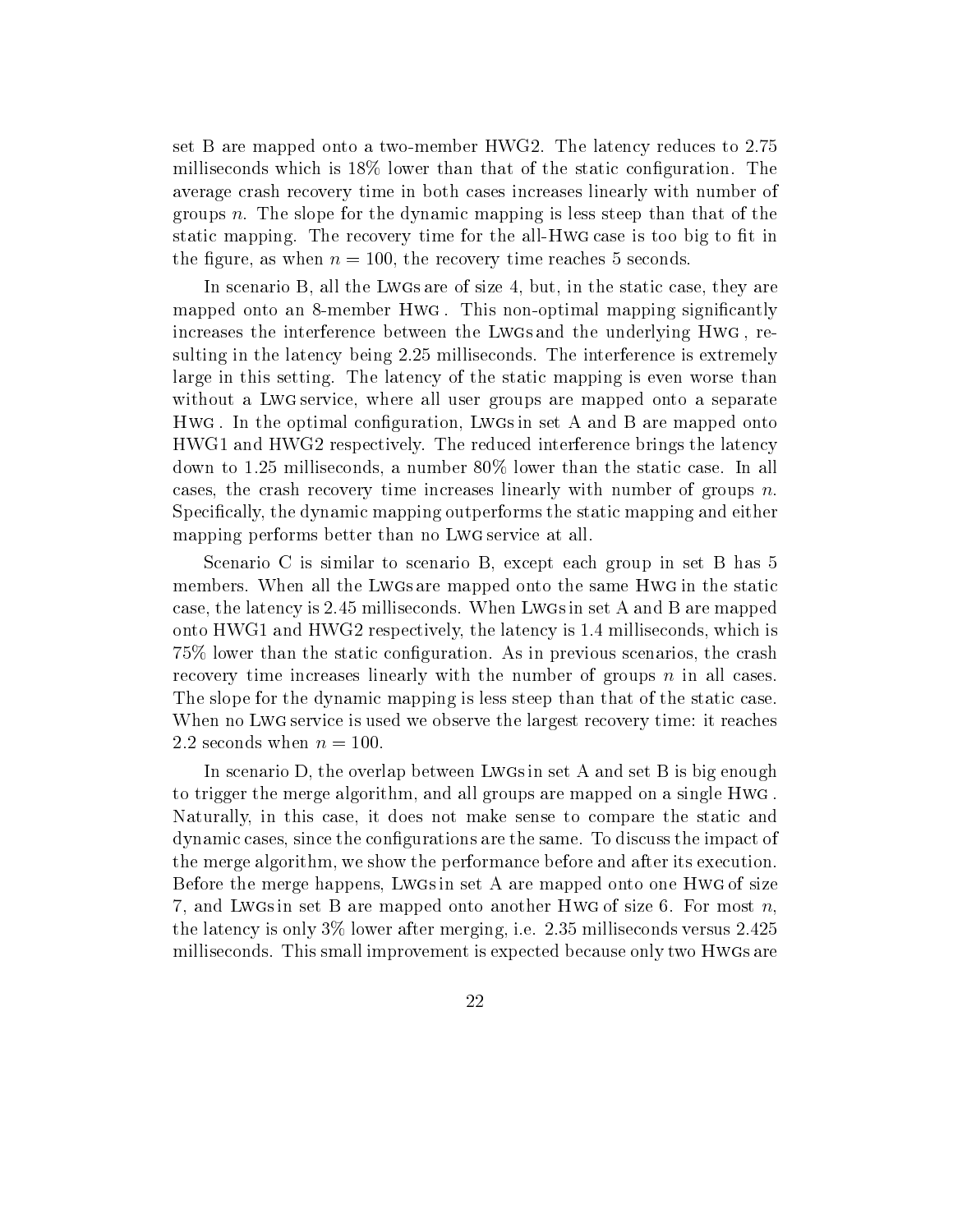set B are mapped onto a two-member HWG2. The latency reduces to 2.75 milliseconds which is 18% lower than that of the static configuration. The average crash recovery time in both cases increases linearly with number of groups $n$. The slope for the dynamic mapping is less steep than that of the static mapping. The recovery time for the all-HWG case is too big to fit in the figure, as when $n = 100$, the recovery time reaches 5 seconds.

In scenario B, all the LWGs are of size 4, but, in the static case, they are mapped onto an 8-member HWG. This non-optimal mapping significantly increases the interference between the LWGs and the underlying HWG, resulting in the latency being 2.25 milliseconds. The interference is extremely large in this setting. The latency of the static mapping is even worse than without a LWG service, where all user groups are mapped onto a separate HWG. In the optimal configuration, LWGs in set A and B are mapped onto HWG1 and HWG2 respectively. The reduced interference brings the latency down to 1.25 milliseconds, a number 80% lower than the static case. In all cases, the crash recovery time increases linearly with number of groups $n$. Specifically, the dynamic mapping outperforms the static mapping and either mapping performs better than no LWG service at all.

Scenario C is similar to scenario B, except each group in set B has 5 members. When all the LWGs are mapped onto the same HWG in the static case, the latency is 2.45 milliseconds. When LWGs in set A and B are mapped onto HWG1 and HWG2 respectively, the latency is 1.4 milliseconds, which is 75% lower than the static configuration. As in previous scenarios, the crash recovery time increases linearly with the number of groups $n$ in all cases. The slope for the dynamic mapping is less steep than that of the static case. When no LWG service is used we observe the largest recovery time: it reaches 2.2 seconds when $n = 100$.

In scenario D, the overlap between LWGs in set A and set B is big enough to trigger the merge algorithm, and all groups are mapped on a single HWG. Naturally, in this case, it does not make sense to compare the static and dynamic cases, since the configurations are the same. To discuss the impact of the merge algorithm, we show the performance before and after its execution. Before the merge happens, LWGs in set A are mapped onto one HWG of size 7, and LWGs in set B are mapped onto another HWG of size 6. For most $n$, the latency is only 3% lower after merging, i.e. 2.35 milliseconds versus 2.425 milliseconds. This small improvement is expected because only two HWGs are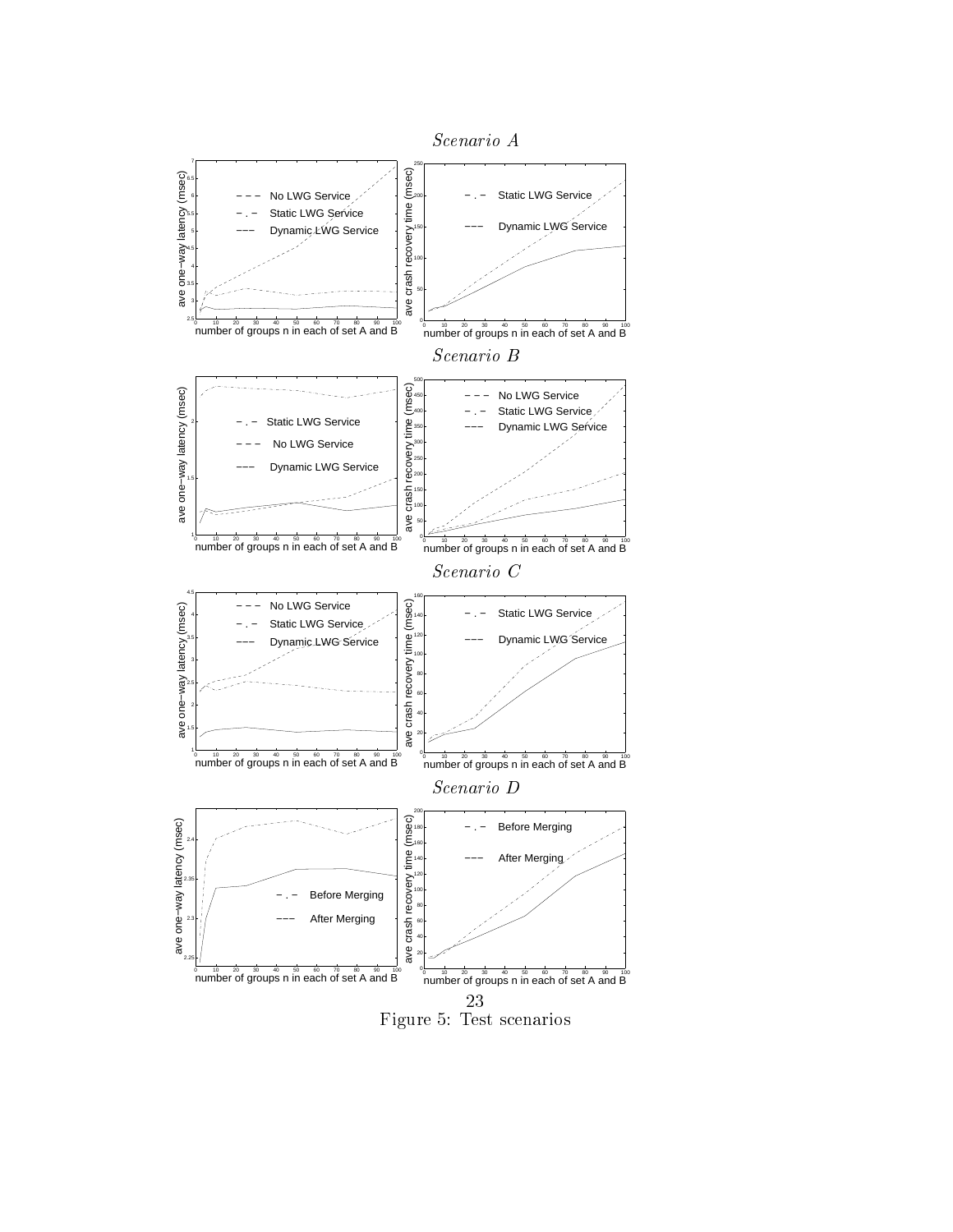*Scenario A*

*Scenario B*

*Scenario C*

*Scenario D*

Figure 5: Test scenarios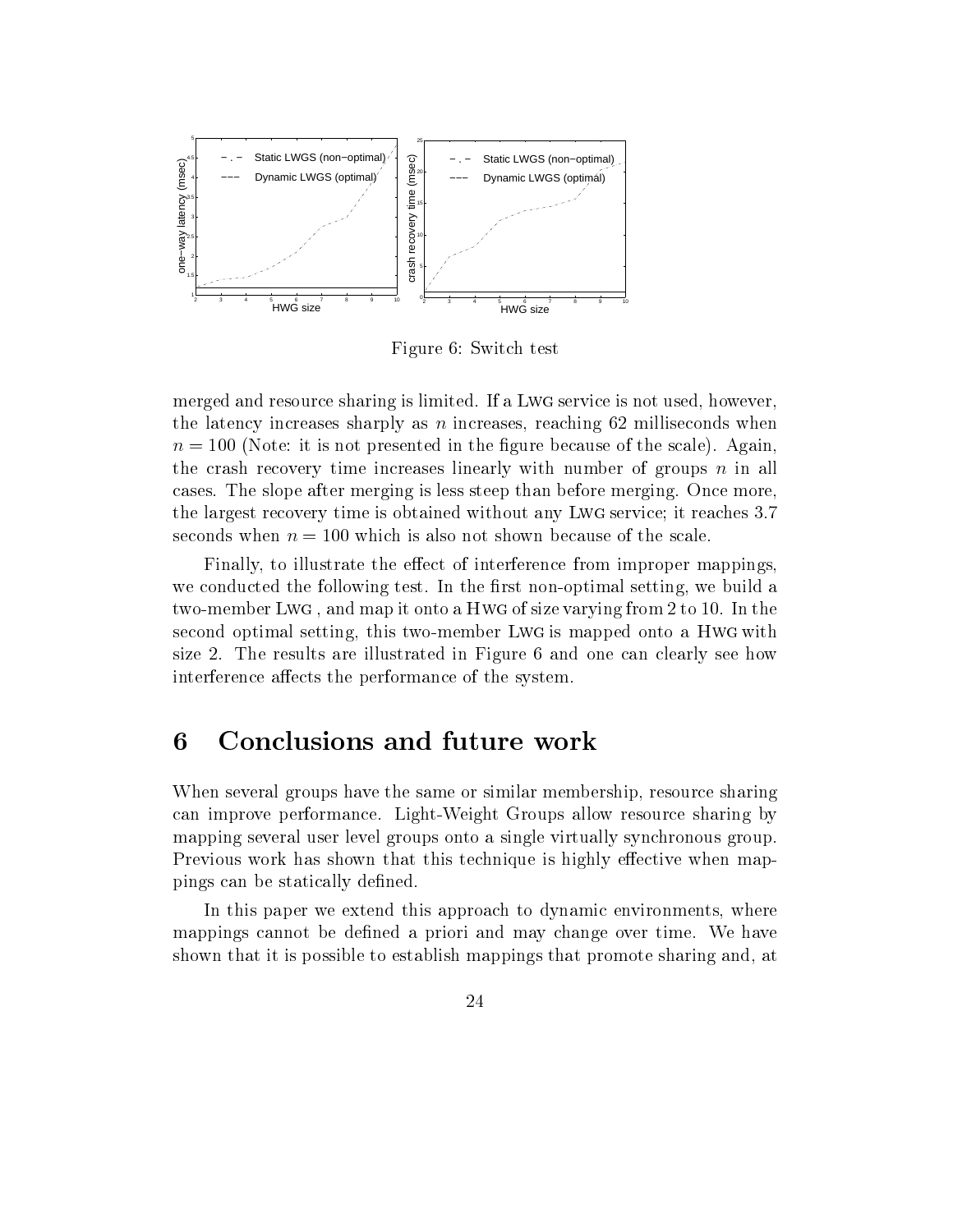Figure 6: Switch test

merged and resource sharing is limited. If a LWG service is not used, however, the latency increases sharply as $n$ increases, reaching 62 milliseconds when $n = 100$ (Note: it is not presented in the figure because of the scale). Again, the crash recovery time increases linearly with number of groups $n$ in all cases. The slope after merging is less steep than before merging. Once more, the largest recovery time is obtained without any LWG service; it reaches 3.7 seconds when $n = 100$ which is also not shown because of the scale.

Finally, to illustrate the effect of interference from improper mappings, we conducted the following test. In the first non-optimal setting, we build a two-member LWG , and map it onto a HWG of size varying from 2 to 10. In the second optimal setting, this two-member LWG is mapped onto a HWG with size 2. The results are illustrated in Figure 6 and one can clearly see how interference affects the performance of the system.

# 6 Conclusions and future work

When several groups have the same or similar membership, resource sharing can improve performance. Light-Weight Groups allow resource sharing by mapping several user level groups onto a single virtually synchronous group. Previous work has shown that this technique is highly effective when mappings can be statically defined.

In this paper we extend this approach to dynamic environments, where mappings cannot be defined a priori and may change over time. We have shown that it is possible to establish mappings that promote sharing and, at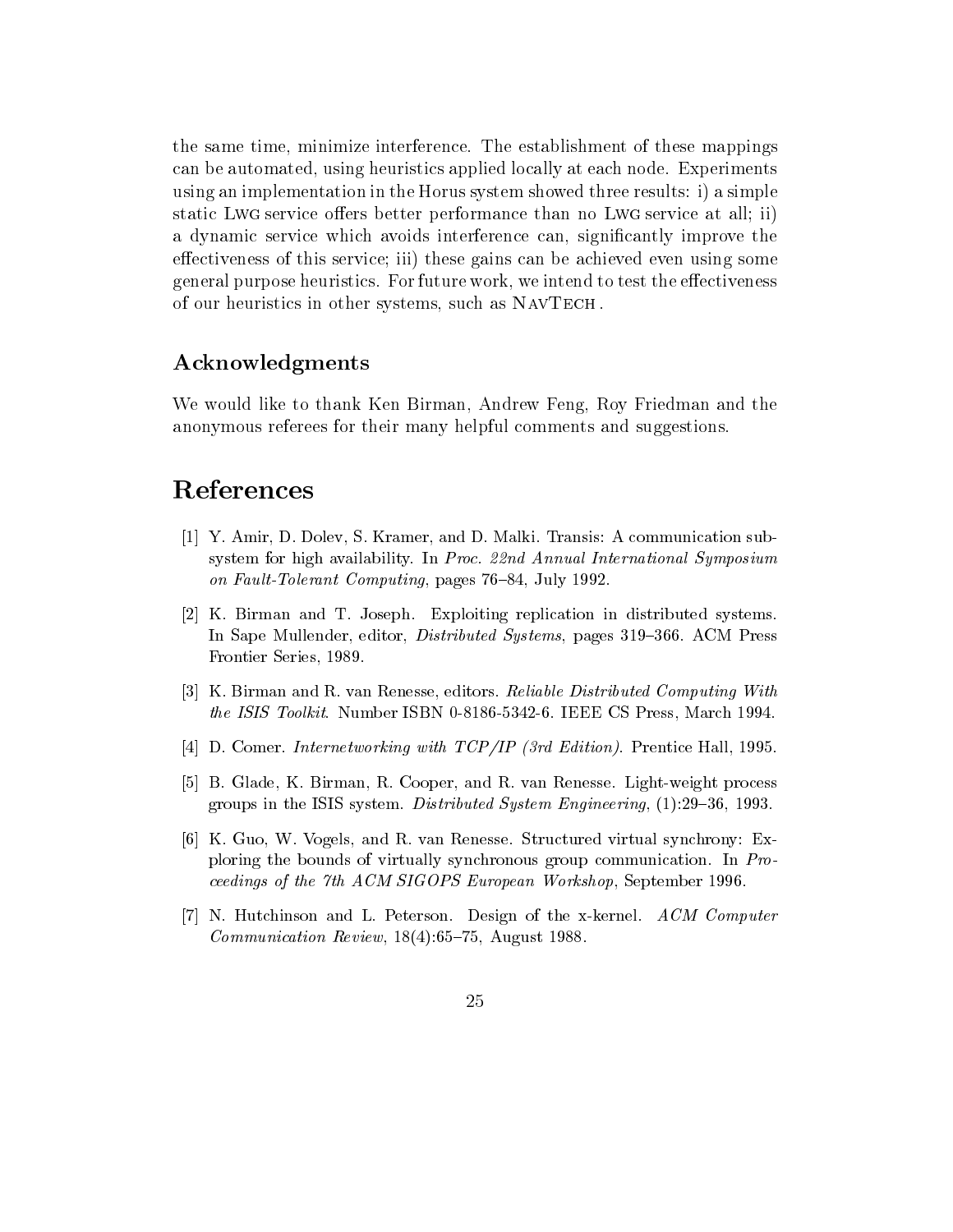the same time, minimize interference. The establishment of these mappings can be automated, using heuristics applied locally at each node. Experiments using an implementation in the Horus system showed three results: i) a simple static LWG service offers better performance than no LWG service at all; ii) a dynamic service which avoids interference can, significantly improve the effectiveness of this service; iii) these gains can be achieved even using some general purpose heuristics. For future work, we intend to test the effectiveness of our heuristics in other systems, such as NAVTECH .

## Acknowledgments

We would like to thank Ken Birman, Andrew Feng, Roy Friedman and the anonymous referees for their many helpful comments and suggestions.

# References

[1] Y. Amir, D. Dolev, S. Kramer, and D. Malki. Transis: A communication subsystem for high availability. In *Proc. 22nd Annual International Symposium on Fault-Tolerant Computing*, pages 76–84, July 1992.

[2] K. Birman and T. Joseph. Exploiting replication in distributed systems. In Sape Mullender, editor, *Distributed Systems*, pages 319–366. ACM Press Frontier Series, 1989.

[3] K. Birman and R. van Renesse, editors. *Reliable Distributed Computing With the ISIS Toolkit*. Number ISBN 0-8186-5342-6. IEEE CS Press, March 1994.

[4] D. Comer. *Internetworking with TCP/IP (3rd Edition)*. Prentice Hall, 1995.

[5] B. Glade, K. Birman, R. Cooper, and R. van Renesse. Light-weight process groups in the ISIS system. *Distributed System Engineering*, (1):29–36, 1993.

[6] K. Guo, W. Vogels, and R. van Renesse. Structured virtual synchrony: Exploring the bounds of virtually synchronous group communication. In *Proceedings of the 7th ACM SIGOPS European Workshop*, September 1996.

[7] N. Hutchinson and L. Peterson. Design of the x-kernel. *ACM Computer Communication Review*, 18(4):65–75, August 1988.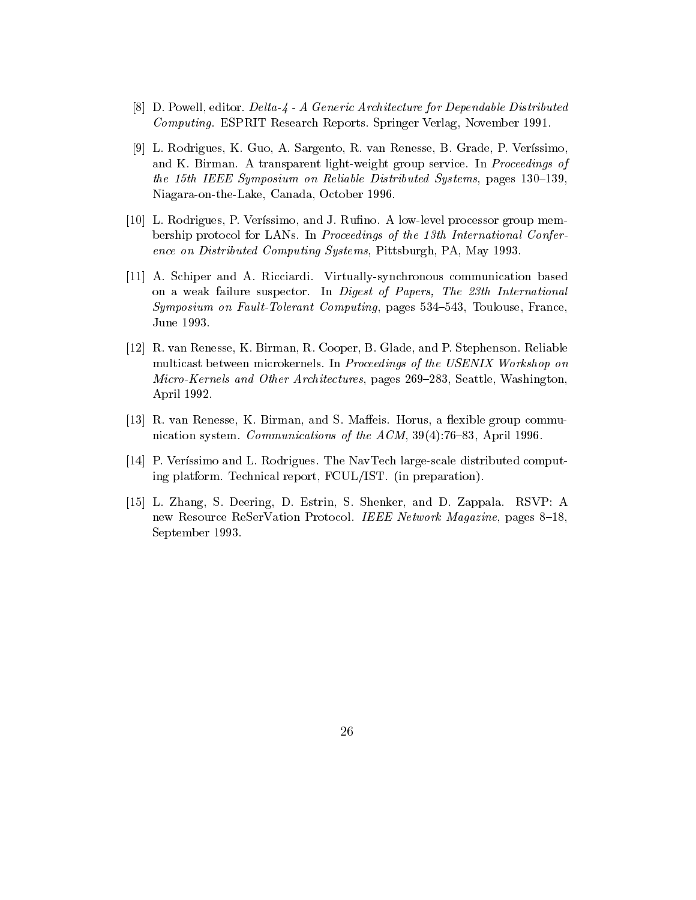[8] D. Powell, editor. *Delta-4 - A Generic Architecture for Dependable Distributed Computing*. ESPRIT Research Reports. Springer Verlag, November 1991.

[9] L. Rodrigues, K. Guo, A. Sargento, R. van Renesse, B. Grade, P. Veríssimo, and K. Birman. A transparent light-weight group service. In *Proceedings of the 15th IEEE Symposium on Reliable Distributed Systems*, pages 130–139, Niagara-on-the-Lake, Canada, October 1996.

[10] L. Rodrigues, P. Veríssimo, and J. Rufino. A low-level processor group membership protocol for LANs. In *Proceedings of the 13th International Conference on Distributed Computing Systems*, Pittsburgh, PA, May 1993.

[11] A. Schiper and A. Ricciardi. Virtually-synchronous communication based on a weak failure suspector. In *Digest of Papers, The 23th International Symposium on Fault-Tolerant Computing*, pages 534–543, Toulouse, France, June 1993.

[12] R. van Renesse, K. Birman, R. Cooper, B. Glade, and P. Stephenson. Reliable multicast between microkernels. In *Proceedings of the USENIX Workshop on Micro-Kernels and Other Architectures*, pages 269–283, Seattle, Washington, April 1992.

[13] R. van Renesse, K. Birman, and S. Maffeis. Horus, a flexible group communication system. *Communications of the ACM*, 39(4):76–83, April 1996.

[14] P. Veríssimo and L. Rodrigues. The NavTech large-scale distributed computing platform. Technical report, FCUL/IST. (in preparation).

[15] L. Zhang, S. Deering, D. Estrin, S. Shenker, and D. Zappala. RSVP: A new Resource ReSerVation Protocol. *IEEE Network Magazine*, pages 8–18, September 1993.